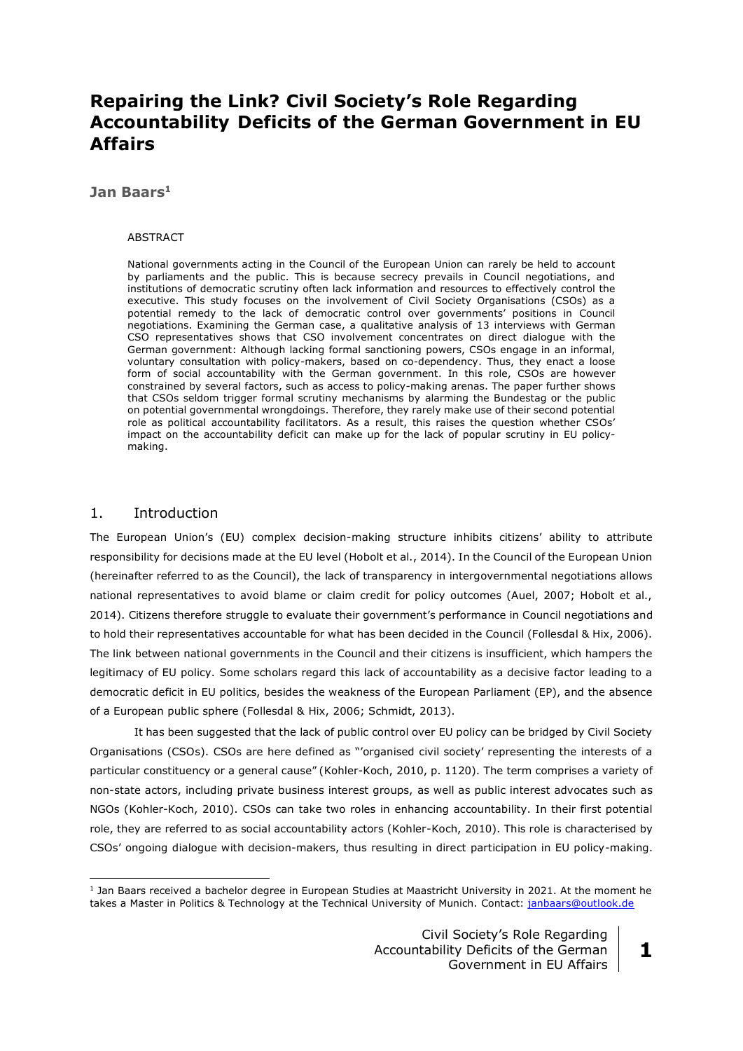# Repairing the Link? Civil Society's Role Regarding Accountability Deficits of the German Government in EU Affairs

**Jan Baars**[1]

ABSTRACT

National governments acting in the Council of the European Union can rarely be held to account by parliaments and the public. This is because secrecy prevails in Council negotiations, and institutions of democratic scrutiny often lack information and resources to effectively control the executive. This study focuses on the involvement of Civil Society Organisations (CSOs) as a potential remedy to the lack of democratic control over governments' positions in Council negotiations. Examining the German case, a qualitative analysis of 13 interviews with German CSO representatives shows that CSO involvement concentrates on direct dialogue with the German government: Although lacking formal sanctioning powers, CSOs engage in an informal, voluntary consultation with policy-makers, based on co-dependency. Thus, they enact a loose form of social accountability with the German government. In this role, CSOs are however constrained by several factors, such as access to policy-making arenas. The paper further shows that CSOs seldom trigger formal scrutiny mechanisms by alarming the Bundestag or the public on potential governmental wrongdoings. Therefore, they rarely make use of their second potential role as political accountability facilitators. As a result, this raises the question whether CSOs' impact on the accountability deficit can make up for the lack of popular scrutiny in EU policy-making.

## 1. Introduction

The European Union's (EU) complex decision-making structure inhibits citizens' ability to attribute responsibility for decisions made at the EU level (Hobolt et al., 2014). In the Council of the European Union (hereinafter referred to as the Council), the lack of transparency in intergovernmental negotiations allows national representatives to avoid blame or claim credit for policy outcomes (Auel, 2007; Hobolt et al., 2014). Citizens therefore struggle to evaluate their government's performance in Council negotiations and to hold their representatives accountable for what has been decided in the Council (Follesdal & Hix, 2006). The link between national governments in the Council and their citizens is insufficient, which hampers the legitimacy of EU policy. Some scholars regard this lack of accountability as a decisive factor leading to a democratic deficit in EU politics, besides the weakness of the European Parliament (EP), and the absence of a European public sphere (Follesdal & Hix, 2006; Schmidt, 2013).

It has been suggested that the lack of public control over EU policy can be bridged by Civil Society Organisations (CSOs). CSOs are here defined as "'organised civil society' representing the interests of a particular constituency or a general cause" (Kohler-Koch, 2010, p. 1120). The term comprises a variety of non-state actors, including private business interest groups, as well as public interest advocates such as NGOs (Kohler-Koch, 2010). CSOs can take two roles in enhancing accountability. In their first potential role, they are referred to as social accountability actors (Kohler-Koch, 2010). This role is characterised by CSOs' ongoing dialogue with decision-makers, thus resulting in direct participation in EU policy-making.

[1] Jan Baars received a bachelor degree in European Studies at Maastricht University in 2021. At the moment he takes a Master in Politics & Technology at the Technical University of Munich. Contact: janbaars@outlook.de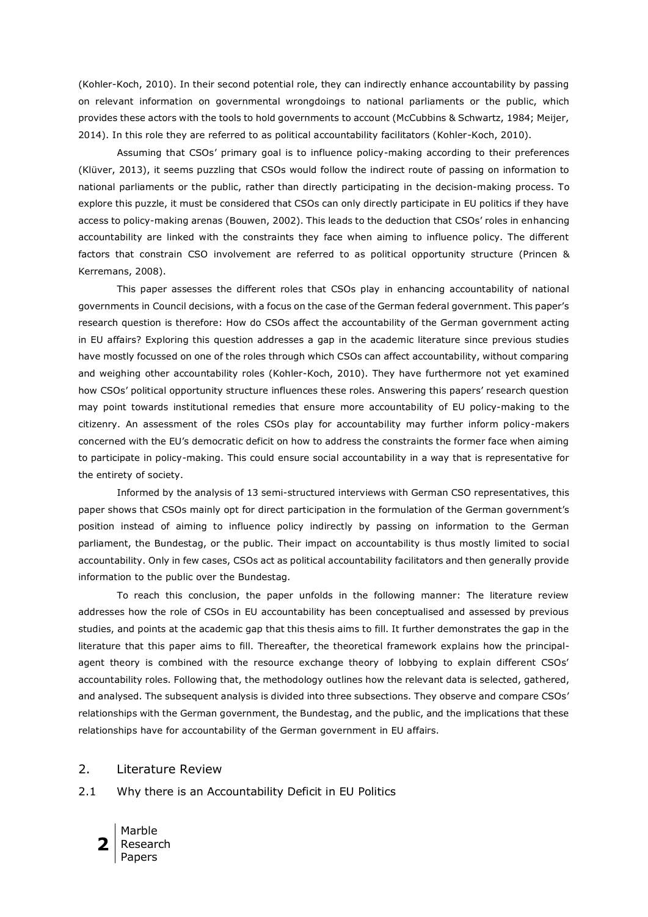(Kohler-Koch, 2010). In their second potential role, they can indirectly enhance accountability by passing on relevant information on governmental wrongdoings to national parliaments or the public, which provides these actors with the tools to hold governments to account (McCubbins & Schwartz, 1984; Meijer, 2014). In this role they are referred to as political accountability facilitators (Kohler-Koch, 2010).

Assuming that CSOs' primary goal is to influence policy-making according to their preferences (Klüver, 2013), it seems puzzling that CSOs would follow the indirect route of passing on information to national parliaments or the public, rather than directly participating in the decision-making process. To explore this puzzle, it must be considered that CSOs can only directly participate in EU politics if they have access to policy-making arenas (Bouwen, 2002). This leads to the deduction that CSOs' roles in enhancing accountability are linked with the constraints they face when aiming to influence policy. The different factors that constrain CSO involvement are referred to as political opportunity structure (Princen & Kerremans, 2008).

This paper assesses the different roles that CSOs play in enhancing accountability of national governments in Council decisions, with a focus on the case of the German federal government. This paper's research question is therefore: How do CSOs affect the accountability of the German government acting in EU affairs? Exploring this question addresses a gap in the academic literature since previous studies have mostly focussed on one of the roles through which CSOs can affect accountability, without comparing and weighing other accountability roles (Kohler-Koch, 2010). They have furthermore not yet examined how CSOs' political opportunity structure influences these roles. Answering this papers' research question may point towards institutional remedies that ensure more accountability of EU policy-making to the citizenry. An assessment of the roles CSOs play for accountability may further inform policy-makers concerned with the EU's democratic deficit on how to address the constraints the former face when aiming to participate in policy-making. This could ensure social accountability in a way that is representative for the entirety of society.

Informed by the analysis of 13 semi-structured interviews with German CSO representatives, this paper shows that CSOs mainly opt for direct participation in the formulation of the German government's position instead of aiming to influence policy indirectly by passing on information to the German parliament, the Bundestag, or the public. Their impact on accountability is thus mostly limited to social accountability. Only in few cases, CSOs act as political accountability facilitators and then generally provide information to the public over the Bundestag.

To reach this conclusion, the paper unfolds in the following manner: The literature review addresses how the role of CSOs in EU accountability has been conceptualised and assessed by previous studies, and points at the academic gap that this thesis aims to fill. It further demonstrates the gap in the literature that this paper aims to fill. Thereafter, the theoretical framework explains how the principal-agent theory is combined with the resource exchange theory of lobbying to explain different CSOs' accountability roles. Following that, the methodology outlines how the relevant data is selected, gathered, and analysed. The subsequent analysis is divided into three subsections. They observe and compare CSOs' relationships with the German government, the Bundestag, and the public, and the implications that these relationships have for accountability of the German government in EU affairs.

## 2. Literature Review

### 2.1 Why there is an Accountability Deficit in EU Politics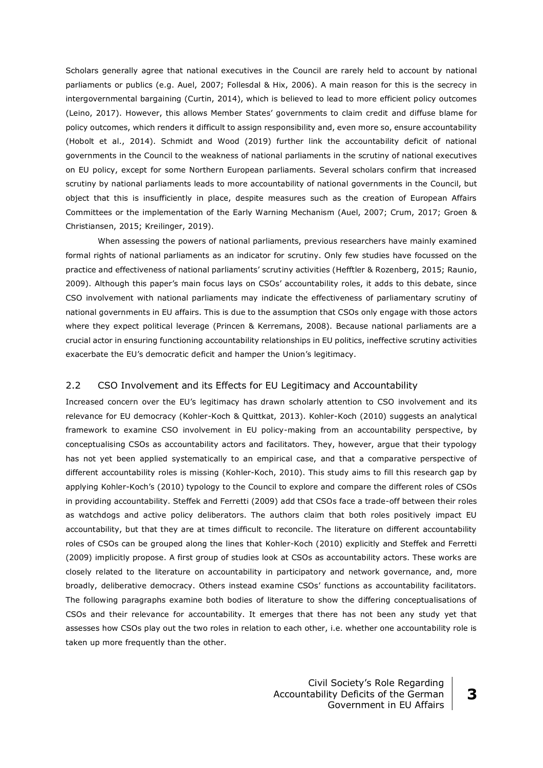Scholars generally agree that national executives in the Council are rarely held to account by national parliaments or publics (e.g. Auel, 2007; Follesdal & Hix, 2006). A main reason for this is the secrecy in intergovernmental bargaining (Curtin, 2014), which is believed to lead to more efficient policy outcomes (Leino, 2017). However, this allows Member States' governments to claim credit and diffuse blame for policy outcomes, which renders it difficult to assign responsibility and, even more so, ensure accountability (Hobolt et al., 2014). Schmidt and Wood (2019) further link the accountability deficit of national governments in the Council to the weakness of national parliaments in the scrutiny of national executives on EU policy, except for some Northern European parliaments. Several scholars confirm that increased scrutiny by national parliaments leads to more accountability of national governments in the Council, but object that this is insufficiently in place, despite measures such as the creation of European Affairs Committees or the implementation of the Early Warning Mechanism (Auel, 2007; Crum, 2017; Groen & Christiansen, 2015; Kreilinger, 2019).

When assessing the powers of national parliaments, previous researchers have mainly examined formal rights of national parliaments as an indicator for scrutiny. Only few studies have focussed on the practice and effectiveness of national parliaments' scrutiny activities (Hefftler & Rozenberg, 2015; Raunio, 2009). Although this paper's main focus lays on CSOs' accountability roles, it adds to this debate, since CSO involvement with national parliaments may indicate the effectiveness of parliamentary scrutiny of national governments in EU affairs. This is due to the assumption that CSOs only engage with those actors where they expect political leverage (Princen & Kerremans, 2008). Because national parliaments are a crucial actor in ensuring functioning accountability relationships in EU politics, ineffective scrutiny activities exacerbate the EU's democratic deficit and hamper the Union's legitimacy.

## 2.2 CSO Involvement and its Effects for EU Legitimacy and Accountability

Increased concern over the EU's legitimacy has drawn scholarly attention to CSO involvement and its relevance for EU democracy (Kohler-Koch & Quittkat, 2013). Kohler-Koch (2010) suggests an analytical framework to examine CSO involvement in EU policy-making from an accountability perspective, by conceptualising CSOs as accountability actors and facilitators. They, however, argue that their typology has not yet been applied systematically to an empirical case, and that a comparative perspective of different accountability roles is missing (Kohler-Koch, 2010). This study aims to fill this research gap by applying Kohler-Koch's (2010) typology to the Council to explore and compare the different roles of CSOs in providing accountability. Steffek and Ferretti (2009) add that CSOs face a trade-off between their roles as watchdogs and active policy deliberators. The authors claim that both roles positively impact EU accountability, but that they are at times difficult to reconcile. The literature on different accountability roles of CSOs can be grouped along the lines that Kohler-Koch (2010) explicitly and Steffek and Ferretti (2009) implicitly propose. A first group of studies look at CSOs as accountability actors. These works are closely related to the literature on accountability in participatory and network governance, and, more broadly, deliberative democracy. Others instead examine CSOs' functions as accountability facilitators. The following paragraphs examine both bodies of literature to show the differing conceptualisations of CSOs and their relevance for accountability. It emerges that there has not been any study yet that assesses how CSOs play out the two roles in relation to each other, i.e. whether one accountability role is taken up more frequently than the other.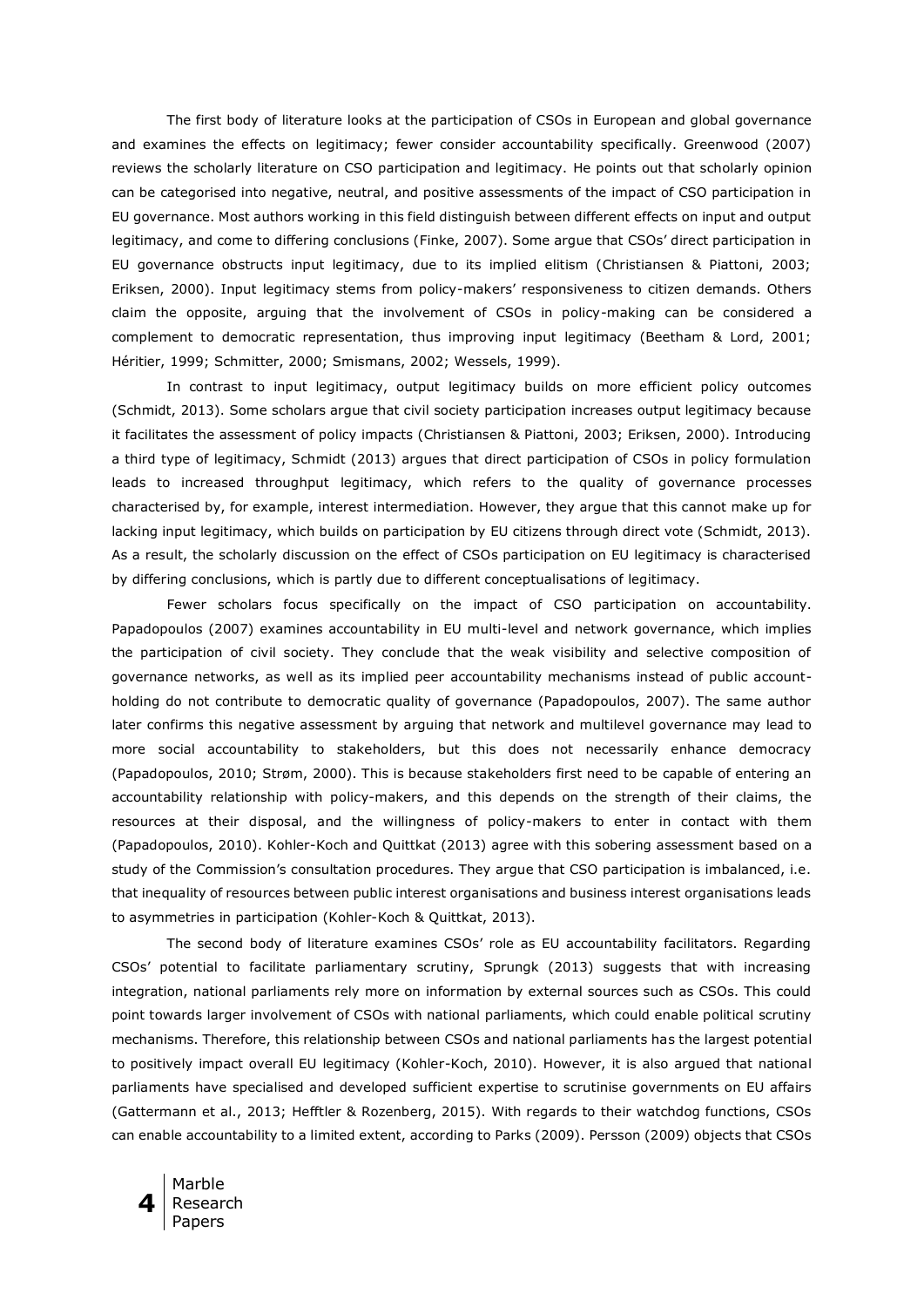The first body of literature looks at the participation of CSOs in European and global governance and examines the effects on legitimacy; fewer consider accountability specifically. Greenwood (2007) reviews the scholarly literature on CSO participation and legitimacy. He points out that scholarly opinion can be categorised into negative, neutral, and positive assessments of the impact of CSO participation in EU governance. Most authors working in this field distinguish between different effects on input and output legitimacy, and come to differing conclusions (Finke, 2007). Some argue that CSOs' direct participation in EU governance obstructs input legitimacy, due to its implied elitism (Christiansen & Piattoni, 2003; Eriksen, 2000). Input legitimacy stems from policy-makers' responsiveness to citizen demands. Others claim the opposite, arguing that the involvement of CSOs in policy-making can be considered a complement to democratic representation, thus improving input legitimacy (Beetham & Lord, 2001; Héritier, 1999; Schmitter, 2000; Smismans, 2002; Wessels, 1999).

In contrast to input legitimacy, output legitimacy builds on more efficient policy outcomes (Schmidt, 2013). Some scholars argue that civil society participation increases output legitimacy because it facilitates the assessment of policy impacts (Christiansen & Piattoni, 2003; Eriksen, 2000). Introducing a third type of legitimacy, Schmidt (2013) argues that direct participation of CSOs in policy formulation leads to increased throughput legitimacy, which refers to the quality of governance processes characterised by, for example, interest intermediation. However, they argue that this cannot make up for lacking input legitimacy, which builds on participation by EU citizens through direct vote (Schmidt, 2013). As a result, the scholarly discussion on the effect of CSOs participation on EU legitimacy is characterised by differing conclusions, which is partly due to different conceptualisations of legitimacy.

Fewer scholars focus specifically on the impact of CSO participation on accountability. Papadopoulos (2007) examines accountability in EU multi-level and network governance, which implies the participation of civil society. They conclude that the weak visibility and selective composition of governance networks, as well as its implied peer accountability mechanisms instead of public account-holding do not contribute to democratic quality of governance (Papadopoulos, 2007). The same author later confirms this negative assessment by arguing that network and multilevel governance may lead to more social accountability to stakeholders, but this does not necessarily enhance democracy (Papadopoulos, 2010; Strøm, 2000). This is because stakeholders first need to be capable of entering an accountability relationship with policy-makers, and this depends on the strength of their claims, the resources at their disposal, and the willingness of policy-makers to enter in contact with them (Papadopoulos, 2010). Kohler-Koch and Quittkat (2013) agree with this sobering assessment based on a study of the Commission's consultation procedures. They argue that CSO participation is imbalanced, i.e. that inequality of resources between public interest organisations and business interest organisations leads to asymmetries in participation (Kohler-Koch & Quittkat, 2013).

The second body of literature examines CSOs' role as EU accountability facilitators. Regarding CSOs' potential to facilitate parliamentary scrutiny, Sprungk (2013) suggests that with increasing integration, national parliaments rely more on information by external sources such as CSOs. This could point towards larger involvement of CSOs with national parliaments, which could enable political scrutiny mechanisms. Therefore, this relationship between CSOs and national parliaments has the largest potential to positively impact overall EU legitimacy (Kohler-Koch, 2010). However, it is also argued that national parliaments have specialised and developed sufficient expertise to scrutinise governments on EU affairs (Gattermann et al., 2013; Hefftler & Rozenberg, 2015). With regards to their watchdog functions, CSOs can enable accountability to a limited extent, according to Parks (2009). Persson (2009) objects that CSOs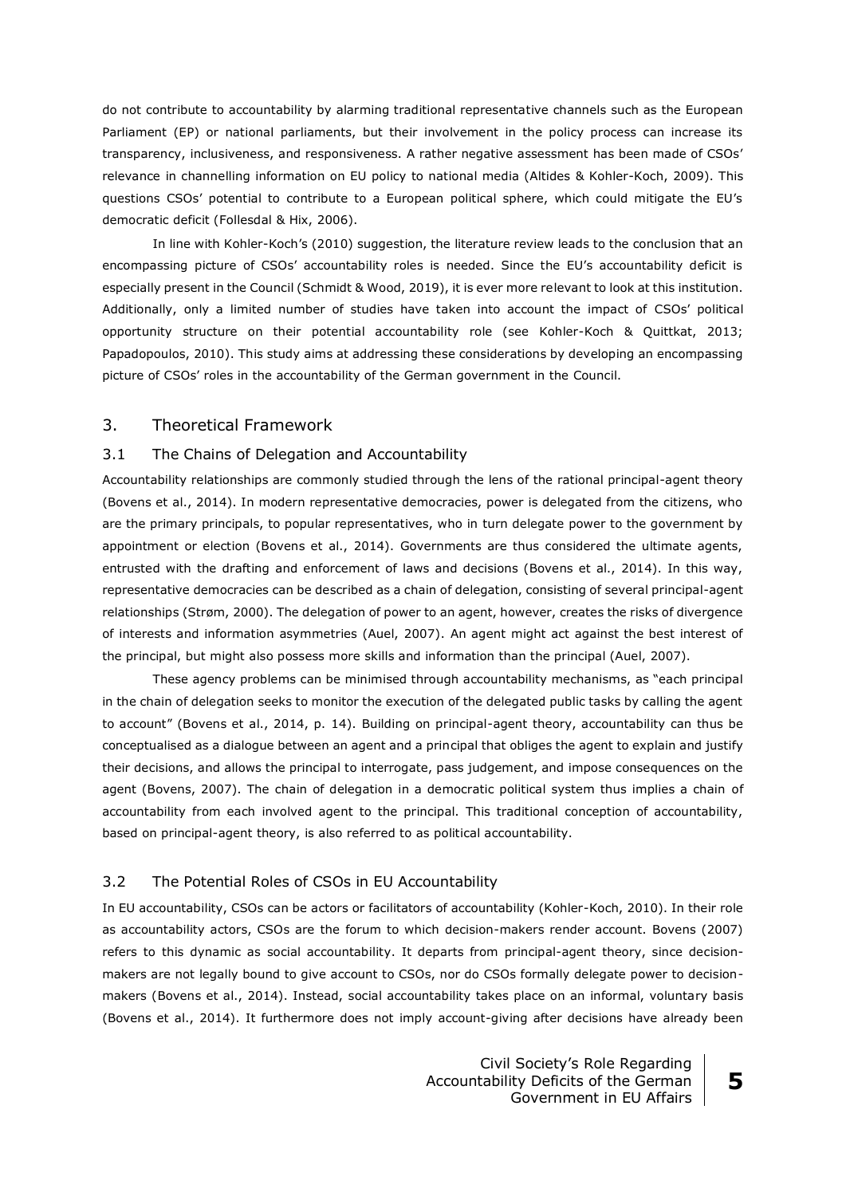do not contribute to accountability by alarming traditional representative channels such as the European Parliament (EP) or national parliaments, but their involvement in the policy process can increase its transparency, inclusiveness, and responsiveness. A rather negative assessment has been made of CSOs' relevance in channelling information on EU policy to national media (Altides & Kohler-Koch, 2009). This questions CSOs' potential to contribute to a European political sphere, which could mitigate the EU's democratic deficit (Follesdal & Hix, 2006).

In line with Kohler-Koch's (2010) suggestion, the literature review leads to the conclusion that an encompassing picture of CSOs' accountability roles is needed. Since the EU's accountability deficit is especially present in the Council (Schmidt & Wood, 2019), it is ever more relevant to look at this institution. Additionally, only a limited number of studies have taken into account the impact of CSOs' political opportunity structure on their potential accountability role (see Kohler-Koch & Quittkat, 2013; Papadopoulos, 2010). This study aims at addressing these considerations by developing an encompassing picture of CSOs' roles in the accountability of the German government in the Council.

## 3. Theoretical Framework

### 3.1 The Chains of Delegation and Accountability

Accountability relationships are commonly studied through the lens of the rational principal-agent theory (Bovens et al., 2014). In modern representative democracies, power is delegated from the citizens, who are the primary principals, to popular representatives, who in turn delegate power to the government by appointment or election (Bovens et al., 2014). Governments are thus considered the ultimate agents, entrusted with the drafting and enforcement of laws and decisions (Bovens et al., 2014). In this way, representative democracies can be described as a chain of delegation, consisting of several principal-agent relationships (Strøm, 2000). The delegation of power to an agent, however, creates the risks of divergence of interests and information asymmetries (Auel, 2007). An agent might act against the best interest of the principal, but might also possess more skills and information than the principal (Auel, 2007).

These agency problems can be minimised through accountability mechanisms, as "each principal in the chain of delegation seeks to monitor the execution of the delegated public tasks by calling the agent to account" (Bovens et al., 2014, p. 14). Building on principal-agent theory, accountability can thus be conceptualised as a dialogue between an agent and a principal that obliges the agent to explain and justify their decisions, and allows the principal to interrogate, pass judgement, and impose consequences on the agent (Bovens, 2007). The chain of delegation in a democratic political system thus implies a chain of accountability from each involved agent to the principal. This traditional conception of accountability, based on principal-agent theory, is also referred to as political accountability.

### 3.2 The Potential Roles of CSOs in EU Accountability

In EU accountability, CSOs can be actors or facilitators of accountability (Kohler-Koch, 2010). In their role as accountability actors, CSOs are the forum to which decision-makers render account. Bovens (2007) refers to this dynamic as social accountability. It departs from principal-agent theory, since decision-makers are not legally bound to give account to CSOs, nor do CSOs formally delegate power to decision-makers (Bovens et al., 2014). Instead, social accountability takes place on an informal, voluntary basis (Bovens et al., 2014). It furthermore does not imply account-giving after decisions have already been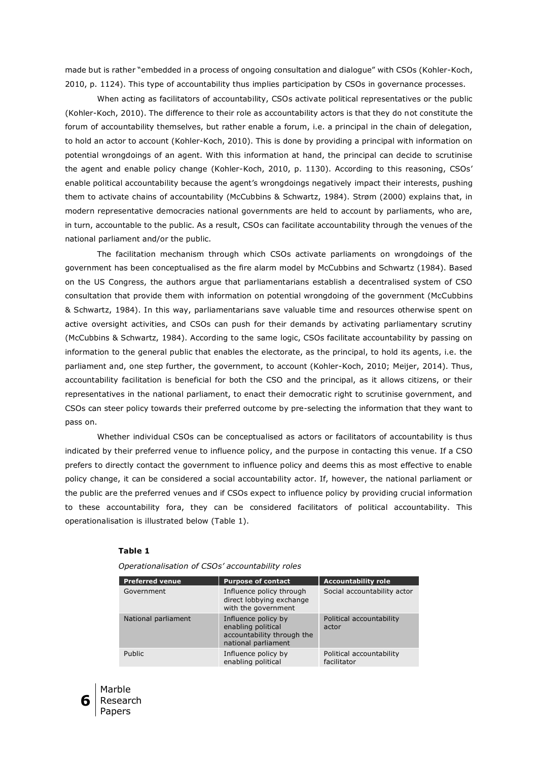made but is rather "embedded in a process of ongoing consultation and dialogue" with CSOs (Kohler-Koch, 2010, p. 1124). This type of accountability thus implies participation by CSOs in governance processes.

When acting as facilitators of accountability, CSOs activate political representatives or the public (Kohler-Koch, 2010). The difference to their role as accountability actors is that they do not constitute the forum of accountability themselves, but rather enable a forum, i.e. a principal in the chain of delegation, to hold an actor to account (Kohler-Koch, 2010). This is done by providing a principal with information on potential wrongdoings of an agent. With this information at hand, the principal can decide to scrutinise the agent and enable policy change (Kohler-Koch, 2010, p. 1130). According to this reasoning, CSOs' enable political accountability because the agent's wrongdoings negatively impact their interests, pushing them to activate chains of accountability (McCubbins & Schwartz, 1984). Strøm (2000) explains that, in modern representative democracies national governments are held to account by parliaments, who are, in turn, accountable to the public. As a result, CSOs can facilitate accountability through the venues of the national parliament and/or the public.

The facilitation mechanism through which CSOs activate parliaments on wrongdoings of the government has been conceptualised as the fire alarm model by McCubbins and Schwartz (1984). Based on the US Congress, the authors argue that parliamentarians establish a decentralised system of CSO consultation that provide them with information on potential wrongdoing of the government (McCubbins & Schwartz, 1984). In this way, parliamentarians save valuable time and resources otherwise spent on active oversight activities, and CSOs can push for their demands by activating parliamentary scrutiny (McCubbins & Schwartz, 1984). According to the same logic, CSOs facilitate accountability by passing on information to the general public that enables the electorate, as the principal, to hold its agents, i.e. the parliament and, one step further, the government, to account (Kohler-Koch, 2010; Meijer, 2014). Thus, accountability facilitation is beneficial for both the CSO and the principal, as it allows citizens, or their representatives in the national parliament, to enact their democratic right to scrutinise government, and CSOs can steer policy towards their preferred outcome by pre-selecting the information that they want to pass on.

Whether individual CSOs can be conceptualised as actors or facilitators of accountability is thus indicated by their preferred venue to influence policy, and the purpose in contacting this venue. If a CSO prefers to directly contact the government to influence policy and deems this as most effective to enable policy change, it can be considered a social accountability actor. If, however, the national parliament or the public are the preferred venues and if CSOs expect to influence policy by providing crucial information to these accountability fora, they can be considered facilitators of political accountability. This operationalisation is illustrated below (Table 1).

**Table 1**

*Operationalisation of CSOs' accountability roles*

| Preferred venue | Purpose of contact | Accountability role |
|---|---|---|
| Government | Influence policy through direct lobbying exchange with the government | Social accountability actor |
| National parliament | Influence policy by enabling political accountability through the national parliament | Political accountability actor |
| Public | Influence policy by enabling political | Political accountability facilitator |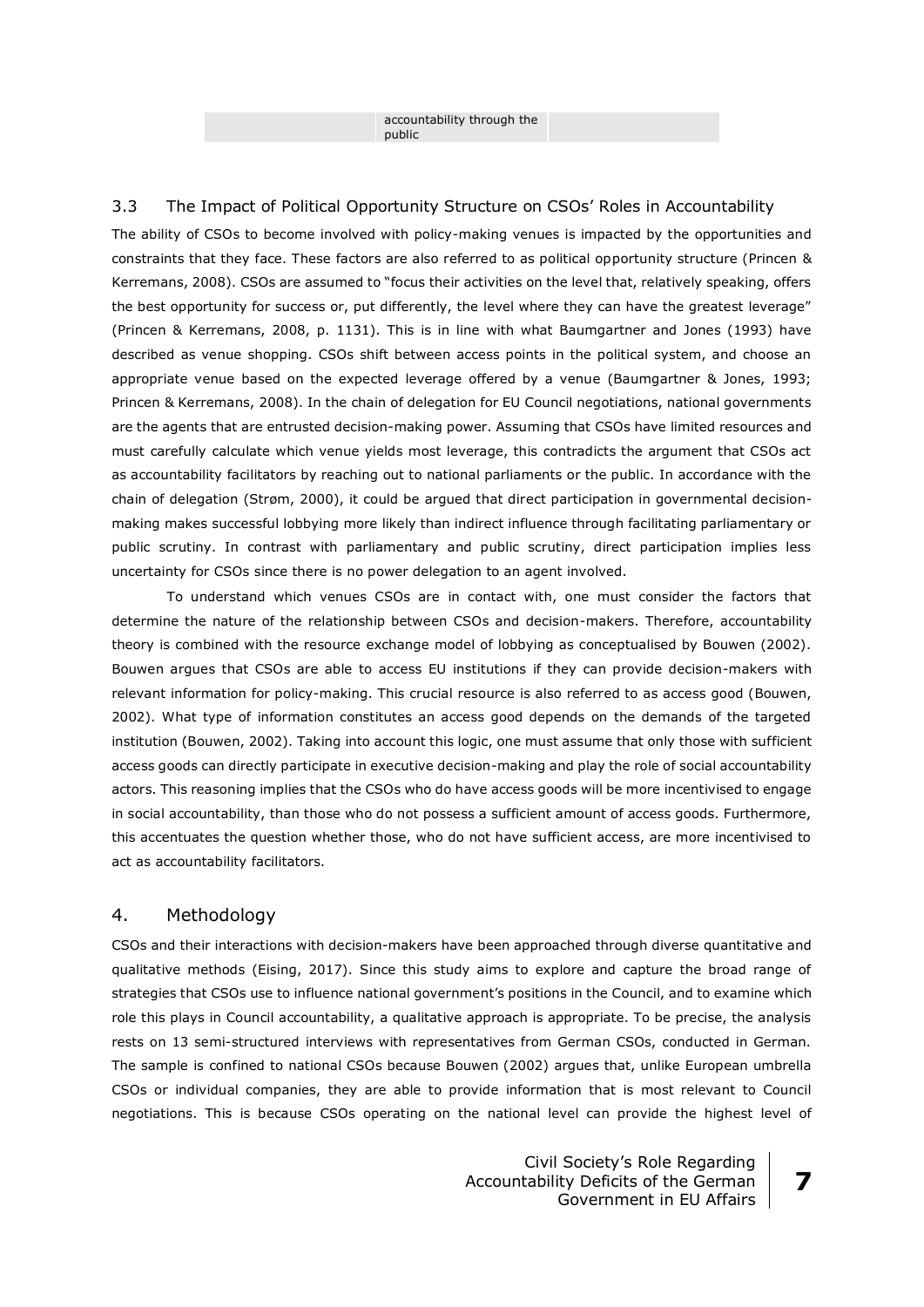| | accountability through the public | |
|---|---|---|

### 3.3 The Impact of Political Opportunity Structure on CSOs' Roles in Accountability

The ability of CSOs to become involved with policy-making venues is impacted by the opportunities and constraints that they face. These factors are also referred to as political opportunity structure (Princen & Kerremans, 2008). CSOs are assumed to "focus their activities on the level that, relatively speaking, offers the best opportunity for success or, put differently, the level where they can have the greatest leverage" (Princen & Kerremans, 2008, p. 1131). This is in line with what Baumgartner and Jones (1993) have described as venue shopping. CSOs shift between access points in the political system, and choose an appropriate venue based on the expected leverage offered by a venue (Baumgartner & Jones, 1993; Princen & Kerremans, 2008). In the chain of delegation for EU Council negotiations, national governments are the agents that are entrusted decision-making power. Assuming that CSOs have limited resources and must carefully calculate which venue yields most leverage, this contradicts the argument that CSOs act as accountability facilitators by reaching out to national parliaments or the public. In accordance with the chain of delegation (Strøm, 2000), it could be argued that direct participation in governmental decision-making makes successful lobbying more likely than indirect influence through facilitating parliamentary or public scrutiny. In contrast with parliamentary and public scrutiny, direct participation implies less uncertainty for CSOs since there is no power delegation to an agent involved.

To understand which venues CSOs are in contact with, one must consider the factors that determine the nature of the relationship between CSOs and decision-makers. Therefore, accountability theory is combined with the resource exchange model of lobbying as conceptualised by Bouwen (2002). Bouwen argues that CSOs are able to access EU institutions if they can provide decision-makers with relevant information for policy-making. This crucial resource is also referred to as access good (Bouwen, 2002). What type of information constitutes an access good depends on the demands of the targeted institution (Bouwen, 2002). Taking into account this logic, one must assume that only those with sufficient access goods can directly participate in executive decision-making and play the role of social accountability actors. This reasoning implies that the CSOs who do have access goods will be more incentivised to engage in social accountability, than those who do not possess a sufficient amount of access goods. Furthermore, this accentuates the question whether those, who do not have sufficient access, are more incentivised to act as accountability facilitators.

## 4. Methodology

CSOs and their interactions with decision-makers have been approached through diverse quantitative and qualitative methods (Eising, 2017). Since this study aims to explore and capture the broad range of strategies that CSOs use to influence national government's positions in the Council, and to examine which role this plays in Council accountability, a qualitative approach is appropriate. To be precise, the analysis rests on 13 semi-structured interviews with representatives from German CSOs, conducted in German. The sample is confined to national CSOs because Bouwen (2002) argues that, unlike European umbrella CSOs or individual companies, they are able to provide information that is most relevant to Council negotiations. This is because CSOs operating on the national level can provide the highest level of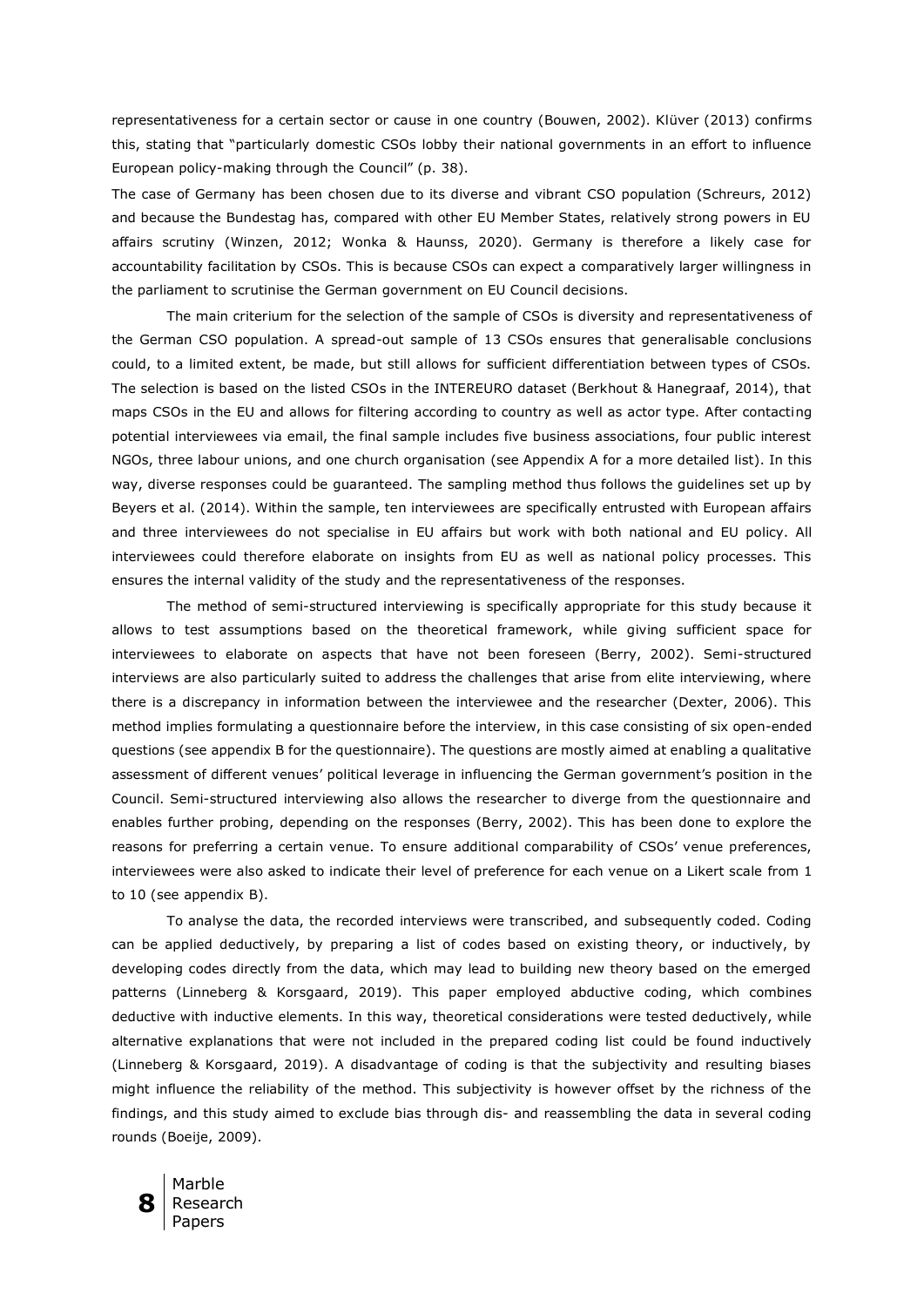representativeness for a certain sector or cause in one country (Bouwen, 2002). Klüver (2013) confirms this, stating that "particularly domestic CSOs lobby their national governments in an effort to influence European policy-making through the Council" (p. 38).

The case of Germany has been chosen due to its diverse and vibrant CSO population (Schreurs, 2012) and because the Bundestag has, compared with other EU Member States, relatively strong powers in EU affairs scrutiny (Winzen, 2012; Wonka & Haunss, 2020). Germany is therefore a likely case for accountability facilitation by CSOs. This is because CSOs can expect a comparatively larger willingness in the parliament to scrutinise the German government on EU Council decisions.

The main criterium for the selection of the sample of CSOs is diversity and representativeness of the German CSO population. A spread-out sample of 13 CSOs ensures that generalisable conclusions could, to a limited extent, be made, but still allows for sufficient differentiation between types of CSOs. The selection is based on the listed CSOs in the INTEREURO dataset (Berkhout & Hanegraaf, 2014), that maps CSOs in the EU and allows for filtering according to country as well as actor type. After contacting potential interviewees via email, the final sample includes five business associations, four public interest NGOs, three labour unions, and one church organisation (see Appendix A for a more detailed list). In this way, diverse responses could be guaranteed. The sampling method thus follows the guidelines set up by Beyers et al. (2014). Within the sample, ten interviewees are specifically entrusted with European affairs and three interviewees do not specialise in EU affairs but work with both national and EU policy. All interviewees could therefore elaborate on insights from EU as well as national policy processes. This ensures the internal validity of the study and the representativeness of the responses.

The method of semi-structured interviewing is specifically appropriate for this study because it allows to test assumptions based on the theoretical framework, while giving sufficient space for interviewees to elaborate on aspects that have not been foreseen (Berry, 2002). Semi-structured interviews are also particularly suited to address the challenges that arise from elite interviewing, where there is a discrepancy in information between the interviewee and the researcher (Dexter, 2006). This method implies formulating a questionnaire before the interview, in this case consisting of six open-ended questions (see appendix B for the questionnaire). The questions are mostly aimed at enabling a qualitative assessment of different venues' political leverage in influencing the German government's position in the Council. Semi-structured interviewing also allows the researcher to diverge from the questionnaire and enables further probing, depending on the responses (Berry, 2002). This has been done to explore the reasons for preferring a certain venue. To ensure additional comparability of CSOs' venue preferences, interviewees were also asked to indicate their level of preference for each venue on a Likert scale from 1 to 10 (see appendix B).

To analyse the data, the recorded interviews were transcribed, and subsequently coded. Coding can be applied deductively, by preparing a list of codes based on existing theory, or inductively, by developing codes directly from the data, which may lead to building new theory based on the emerged patterns (Linneberg & Korsgaard, 2019). This paper employed abductive coding, which combines deductive with inductive elements. In this way, theoretical considerations were tested deductively, while alternative explanations that were not included in the prepared coding list could be found inductively (Linneberg & Korsgaard, 2019). A disadvantage of coding is that the subjectivity and resulting biases might influence the reliability of the method. This subjectivity is however offset by the richness of the findings, and this study aimed to exclude bias through dis- and reassembling the data in several coding rounds (Boeije, 2009).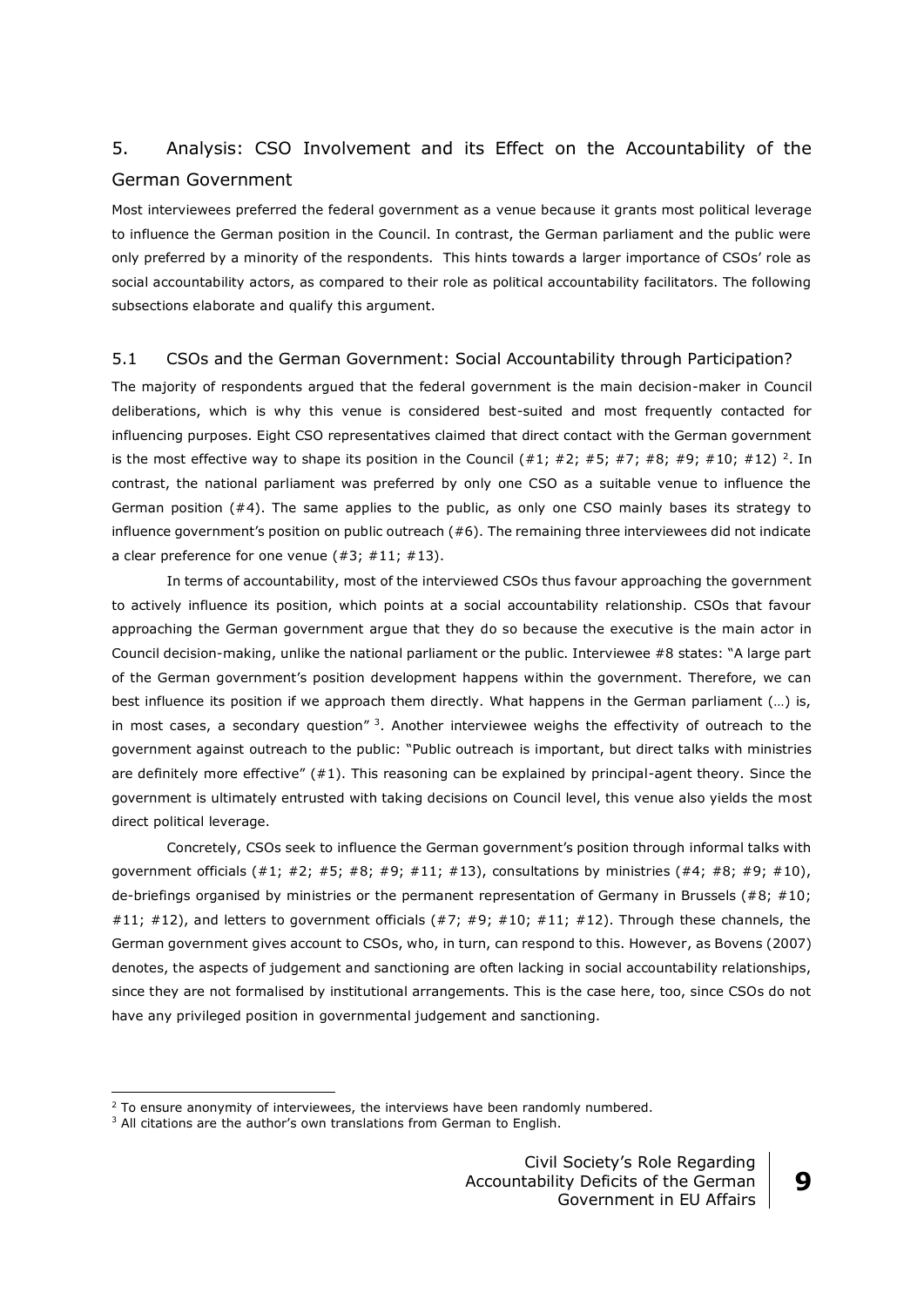## 5. Analysis: CSO Involvement and its Effect on the Accountability of the German Government

Most interviewees preferred the federal government as a venue because it grants most political leverage to influence the German position in the Council. In contrast, the German parliament and the public were only preferred by a minority of the respondents. This hints towards a larger importance of CSOs' role as social accountability actors, as compared to their role as political accountability facilitators. The following subsections elaborate and qualify this argument.

### 5.1 CSOs and the German Government: Social Accountability through Participation?

The majority of respondents argued that the federal government is the main decision-maker in Council deliberations, which is why this venue is considered best-suited and most frequently contacted for influencing purposes. Eight CSO representatives claimed that direct contact with the German government is the most effective way to shape its position in the Council (#1; #2; #5; #7; #8; #9; #10; #12) [2]. In contrast, the national parliament was preferred by only one CSO as a suitable venue to influence the German position (#4). The same applies to the public, as only one CSO mainly bases its strategy to influence government's position on public outreach (#6). The remaining three interviewees did not indicate a clear preference for one venue (#3; #11; #13).

In terms of accountability, most of the interviewed CSOs thus favour approaching the government to actively influence its position, which points at a social accountability relationship. CSOs that favour approaching the German government argue that they do so because the executive is the main actor in Council decision-making, unlike the national parliament or the public. Interviewee #8 states: "A large part of the German government's position development happens within the government. Therefore, we can best influence its position if we approach them directly. What happens in the German parliament (…) is, in most cases, a secondary question" [3]. Another interviewee weighs the effectivity of outreach to the government against outreach to the public: "Public outreach is important, but direct talks with ministries are definitely more effective" (#1). This reasoning can be explained by principal-agent theory. Since the government is ultimately entrusted with taking decisions on Council level, this venue also yields the most direct political leverage.

Concretely, CSOs seek to influence the German government's position through informal talks with government officials (#1; #2; #5; #8; #9; #11; #13), consultations by ministries (#4; #8; #9; #10), de-briefings organised by ministries or the permanent representation of Germany in Brussels (#8; #10; #11; #12), and letters to government officials (#7; #9; #10; #11; #12). Through these channels, the German government gives account to CSOs, who, in turn, can respond to this. However, as Bovens (2007) denotes, the aspects of judgement and sanctioning are often lacking in social accountability relationships, since they are not formalised by institutional arrangements. This is the case here, too, since CSOs do not have any privileged position in governmental judgement and sanctioning.

---

[2] To ensure anonymity of interviewees, the interviews have been randomly numbered.

[3] All citations are the author's own translations from German to English.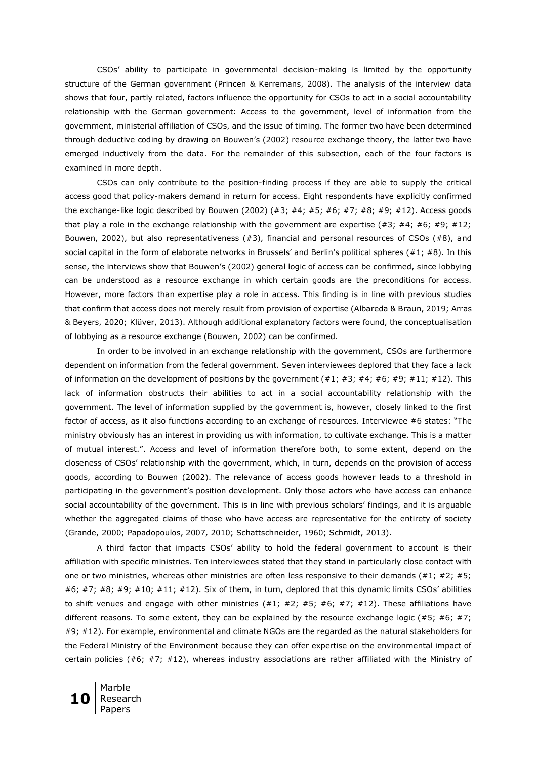CSOs' ability to participate in governmental decision-making is limited by the opportunity structure of the German government (Princen & Kerremans, 2008). The analysis of the interview data shows that four, partly related, factors influence the opportunity for CSOs to act in a social accountability relationship with the German government: Access to the government, level of information from the government, ministerial affiliation of CSOs, and the issue of timing. The former two have been determined through deductive coding by drawing on Bouwen's (2002) resource exchange theory, the latter two have emerged inductively from the data. For the remainder of this subsection, each of the four factors is examined in more depth.

CSOs can only contribute to the position-finding process if they are able to supply the critical access good that policy-makers demand in return for access. Eight respondents have explicitly confirmed the exchange-like logic described by Bouwen (2002) (#3; #4; #5; #6; #7; #8; #9; #12). Access goods that play a role in the exchange relationship with the government are expertise (#3; #4; #6; #9; #12; Bouwen, 2002), but also representativeness (#3), financial and personal resources of CSOs (#8), and social capital in the form of elaborate networks in Brussels' and Berlin's political spheres (#1; #8). In this sense, the interviews show that Bouwen's (2002) general logic of access can be confirmed, since lobbying can be understood as a resource exchange in which certain goods are the preconditions for access. However, more factors than expertise play a role in access. This finding is in line with previous studies that confirm that access does not merely result from provision of expertise (Albareda & Braun, 2019; Arras & Beyers, 2020; Klüver, 2013). Although additional explanatory factors were found, the conceptualisation of lobbying as a resource exchange (Bouwen, 2002) can be confirmed.

In order to be involved in an exchange relationship with the government, CSOs are furthermore dependent on information from the federal government. Seven interviewees deplored that they face a lack of information on the development of positions by the government (#1; #3; #4; #6; #9; #11; #12). This lack of information obstructs their abilities to act in a social accountability relationship with the government. The level of information supplied by the government is, however, closely linked to the first factor of access, as it also functions according to an exchange of resources. Interviewee #6 states: "The ministry obviously has an interest in providing us with information, to cultivate exchange. This is a matter of mutual interest.". Access and level of information therefore both, to some extent, depend on the closeness of CSOs' relationship with the government, which, in turn, depends on the provision of access goods, according to Bouwen (2002). The relevance of access goods however leads to a threshold in participating in the government's position development. Only those actors who have access can enhance social accountability of the government. This is in line with previous scholars' findings, and it is arguable whether the aggregated claims of those who have access are representative for the entirety of society (Grande, 2000; Papadopoulos, 2007, 2010; Schattschneider, 1960; Schmidt, 2013).

A third factor that impacts CSOs' ability to hold the federal government to account is their affiliation with specific ministries. Ten interviewees stated that they stand in particularly close contact with one or two ministries, whereas other ministries are often less responsive to their demands (#1; #2; #5; #6; #7; #8; #9; #10; #11; #12). Six of them, in turn, deplored that this dynamic limits CSOs' abilities to shift venues and engage with other ministries (#1; #2; #5; #6; #7; #12). These affiliations have different reasons. To some extent, they can be explained by the resource exchange logic (#5; #6; #7; #9; #12). For example, environmental and climate NGOs are the regarded as the natural stakeholders for the Federal Ministry of the Environment because they can offer expertise on the environmental impact of certain policies (#6; #7; #12), whereas industry associations are rather affiliated with the Ministry of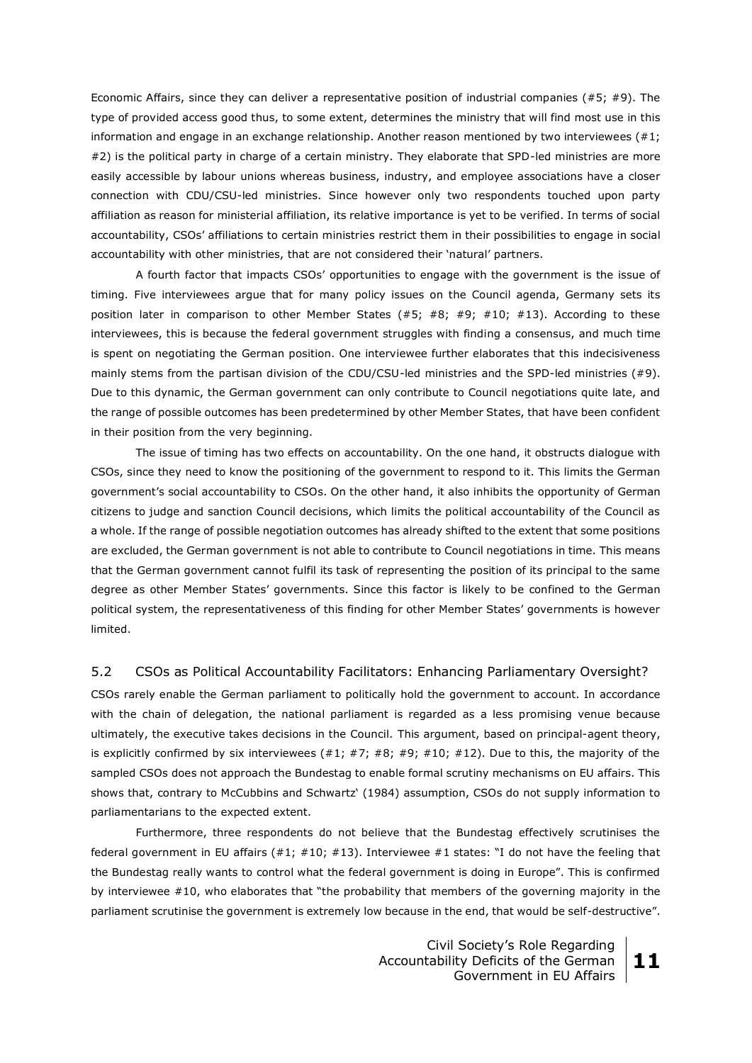Economic Affairs, since they can deliver a representative position of industrial companies (#5; #9). The type of provided access good thus, to some extent, determines the ministry that will find most use in this information and engage in an exchange relationship. Another reason mentioned by two interviewees (#1; #2) is the political party in charge of a certain ministry. They elaborate that SPD-led ministries are more easily accessible by labour unions whereas business, industry, and employee associations have a closer connection with CDU/CSU-led ministries. Since however only two respondents touched upon party affiliation as reason for ministerial affiliation, its relative importance is yet to be verified. In terms of social accountability, CSOs' affiliations to certain ministries restrict them in their possibilities to engage in social accountability with other ministries, that are not considered their 'natural' partners.

A fourth factor that impacts CSOs' opportunities to engage with the government is the issue of timing. Five interviewees argue that for many policy issues on the Council agenda, Germany sets its position later in comparison to other Member States (#5; #8; #9; #10; #13). According to these interviewees, this is because the federal government struggles with finding a consensus, and much time is spent on negotiating the German position. One interviewee further elaborates that this indecisiveness mainly stems from the partisan division of the CDU/CSU-led ministries and the SPD-led ministries (#9). Due to this dynamic, the German government can only contribute to Council negotiations quite late, and the range of possible outcomes has been predetermined by other Member States, that have been confident in their position from the very beginning.

The issue of timing has two effects on accountability. On the one hand, it obstructs dialogue with CSOs, since they need to know the positioning of the government to respond to it. This limits the German government's social accountability to CSOs. On the other hand, it also inhibits the opportunity of German citizens to judge and sanction Council decisions, which limits the political accountability of the Council as a whole. If the range of possible negotiation outcomes has already shifted to the extent that some positions are excluded, the German government is not able to contribute to Council negotiations in time. This means that the German government cannot fulfil its task of representing the position of its principal to the same degree as other Member States' governments. Since this factor is likely to be confined to the German political system, the representativeness of this finding for other Member States' governments is however limited.

## 5.2 CSOs as Political Accountability Facilitators: Enhancing Parliamentary Oversight?

CSOs rarely enable the German parliament to politically hold the government to account. In accordance with the chain of delegation, the national parliament is regarded as a less promising venue because ultimately, the executive takes decisions in the Council. This argument, based on principal-agent theory, is explicitly confirmed by six interviewees (#1; #7; #8; #9; #10; #12). Due to this, the majority of the sampled CSOs does not approach the Bundestag to enable formal scrutiny mechanisms on EU affairs. This shows that, contrary to McCubbins and Schwartz' (1984) assumption, CSOs do not supply information to parliamentarians to the expected extent.

Furthermore, three respondents do not believe that the Bundestag effectively scrutinises the federal government in EU affairs (#1; #10; #13). Interviewee #1 states: "I do not have the feeling that the Bundestag really wants to control what the federal government is doing in Europe". This is confirmed by interviewee #10, who elaborates that "the probability that members of the governing majority in the parliament scrutinise the government is extremely low because in the end, that would be self-destructive".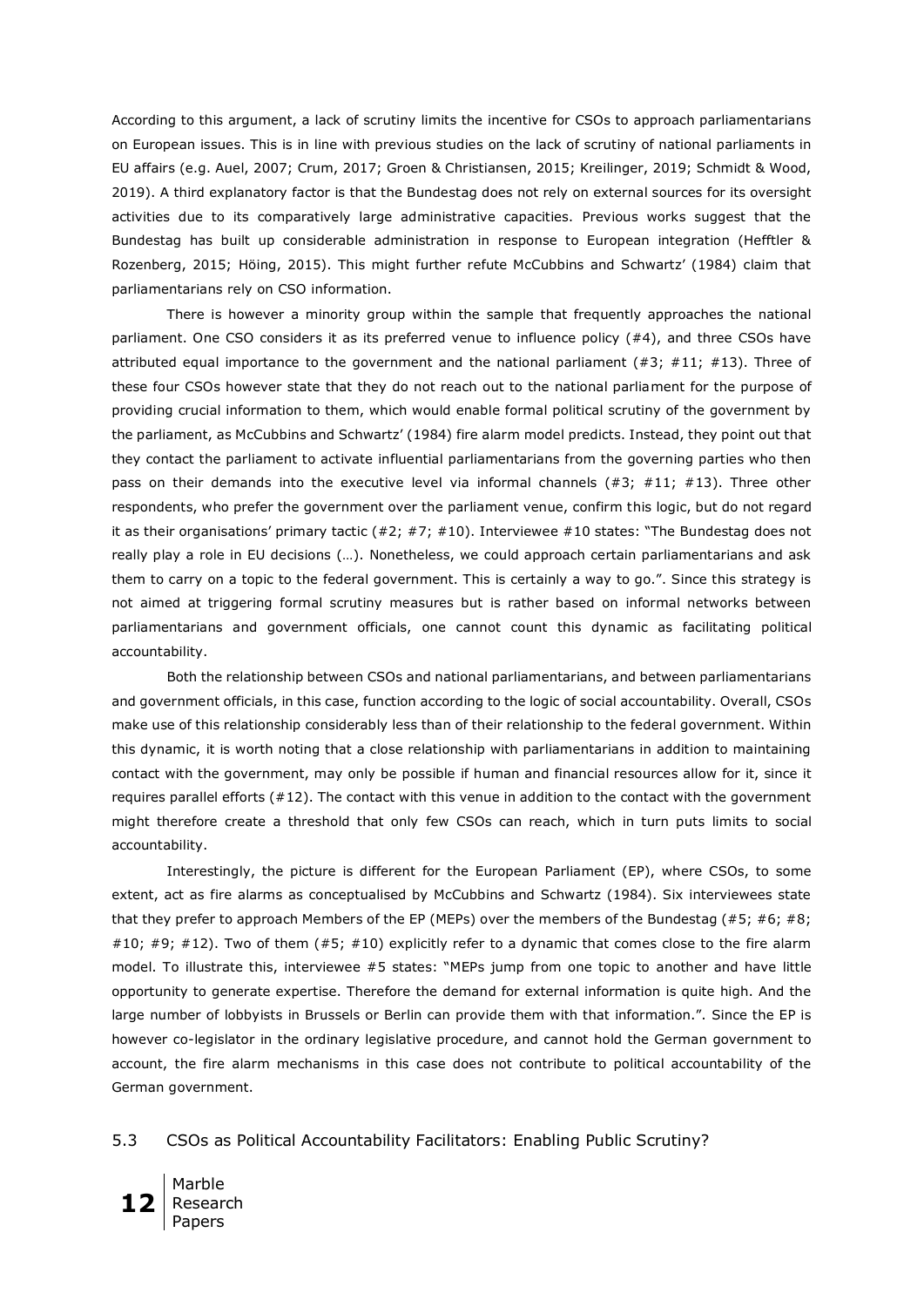According to this argument, a lack of scrutiny limits the incentive for CSOs to approach parliamentarians on European issues. This is in line with previous studies on the lack of scrutiny of national parliaments in EU affairs (e.g. Auel, 2007; Crum, 2017; Groen & Christiansen, 2015; Kreilinger, 2019; Schmidt & Wood, 2019). A third explanatory factor is that the Bundestag does not rely on external sources for its oversight activities due to its comparatively large administrative capacities. Previous works suggest that the Bundestag has built up considerable administration in response to European integration (Hefftler & Rozenberg, 2015; Höing, 2015). This might further refute McCubbins and Schwartz' (1984) claim that parliamentarians rely on CSO information.

There is however a minority group within the sample that frequently approaches the national parliament. One CSO considers it as its preferred venue to influence policy (#4), and three CSOs have attributed equal importance to the government and the national parliament (#3; #11; #13). Three of these four CSOs however state that they do not reach out to the national parliament for the purpose of providing crucial information to them, which would enable formal political scrutiny of the government by the parliament, as McCubbins and Schwartz' (1984) fire alarm model predicts. Instead, they point out that they contact the parliament to activate influential parliamentarians from the governing parties who then pass on their demands into the executive level via informal channels (#3; #11; #13). Three other respondents, who prefer the government over the parliament venue, confirm this logic, but do not regard it as their organisations' primary tactic (#2; #7; #10). Interviewee #10 states: "The Bundestag does not really play a role in EU decisions (…). Nonetheless, we could approach certain parliamentarians and ask them to carry on a topic to the federal government. This is certainly a way to go.". Since this strategy is not aimed at triggering formal scrutiny measures but is rather based on informal networks between parliamentarians and government officials, one cannot count this dynamic as facilitating political accountability.

Both the relationship between CSOs and national parliamentarians, and between parliamentarians and government officials, in this case, function according to the logic of social accountability. Overall, CSOs make use of this relationship considerably less than of their relationship to the federal government. Within this dynamic, it is worth noting that a close relationship with parliamentarians in addition to maintaining contact with the government, may only be possible if human and financial resources allow for it, since it requires parallel efforts (#12). The contact with this venue in addition to the contact with the government might therefore create a threshold that only few CSOs can reach, which in turn puts limits to social accountability.

Interestingly, the picture is different for the European Parliament (EP), where CSOs, to some extent, act as fire alarms as conceptualised by McCubbins and Schwartz (1984). Six interviewees state that they prefer to approach Members of the EP (MEPs) over the members of the Bundestag (#5; #6; #8; #10; #9; #12). Two of them (#5; #10) explicitly refer to a dynamic that comes close to the fire alarm model. To illustrate this, interviewee #5 states: "MEPs jump from one topic to another and have little opportunity to generate expertise. Therefore the demand for external information is quite high. And the large number of lobbyists in Brussels or Berlin can provide them with that information.". Since the EP is however co-legislator in the ordinary legislative procedure, and cannot hold the German government to account, the fire alarm mechanisms in this case does not contribute to political accountability of the German government.

## 5.3 CSOs as Political Accountability Facilitators: Enabling Public Scrutiny?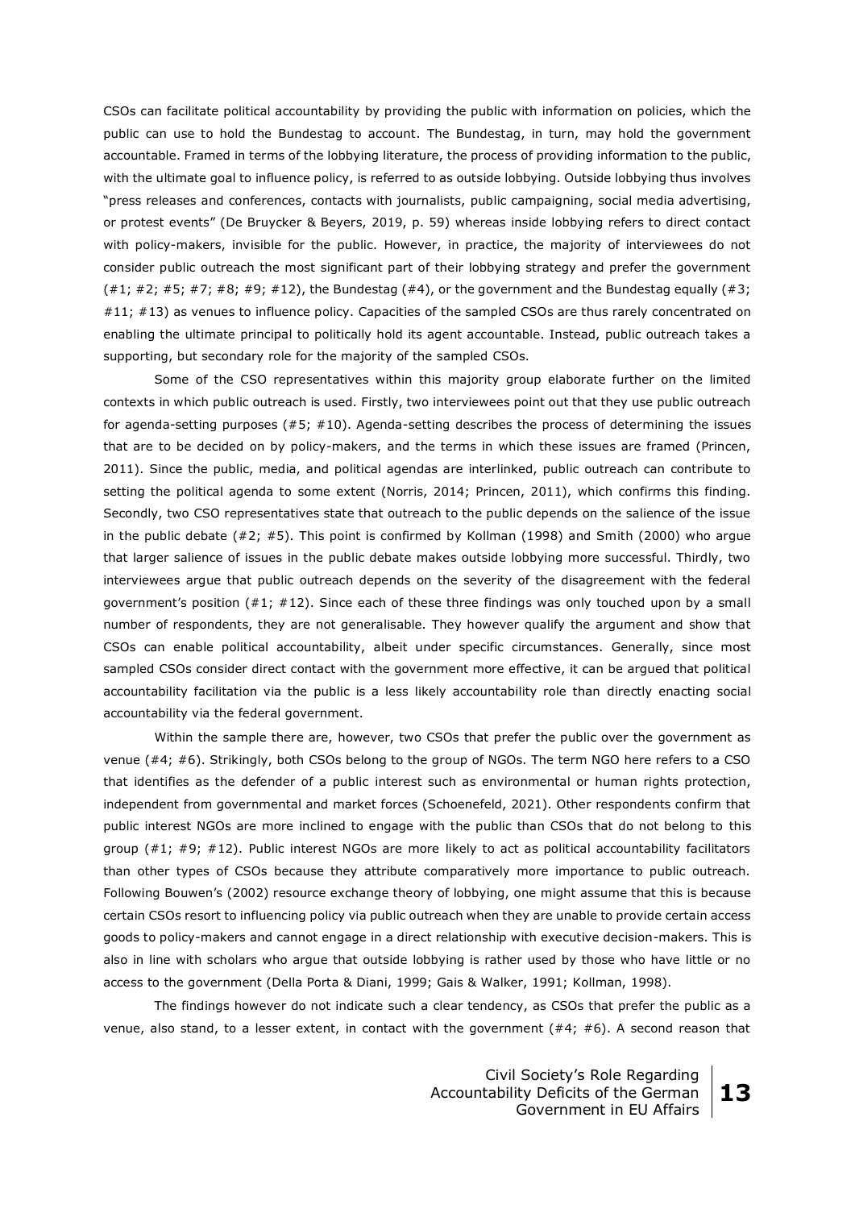CSOs can facilitate political accountability by providing the public with information on policies, which the public can use to hold the Bundestag to account. The Bundestag, in turn, may hold the government accountable. Framed in terms of the lobbying literature, the process of providing information to the public, with the ultimate goal to influence policy, is referred to as outside lobbying. Outside lobbying thus involves "press releases and conferences, contacts with journalists, public campaigning, social media advertising, or protest events" (De Bruycker & Beyers, 2019, p. 59) whereas inside lobbying refers to direct contact with policy-makers, invisible for the public. However, in practice, the majority of interviewees do not consider public outreach the most significant part of their lobbying strategy and prefer the government (#1; #2; #5; #7; #8; #9; #12), the Bundestag (#4), or the government and the Bundestag equally (#3; #11; #13) as venues to influence policy. Capacities of the sampled CSOs are thus rarely concentrated on enabling the ultimate principal to politically hold its agent accountable. Instead, public outreach takes a supporting, but secondary role for the majority of the sampled CSOs.

Some of the CSO representatives within this majority group elaborate further on the limited contexts in which public outreach is used. Firstly, two interviewees point out that they use public outreach for agenda-setting purposes (#5; #10). Agenda-setting describes the process of determining the issues that are to be decided on by policy-makers, and the terms in which these issues are framed (Princen, 2011). Since the public, media, and political agendas are interlinked, public outreach can contribute to setting the political agenda to some extent (Norris, 2014; Princen, 2011), which confirms this finding. Secondly, two CSO representatives state that outreach to the public depends on the salience of the issue in the public debate (#2; #5). This point is confirmed by Kollman (1998) and Smith (2000) who argue that larger salience of issues in the public debate makes outside lobbying more successful. Thirdly, two interviewees argue that public outreach depends on the severity of the disagreement with the federal government's position (#1; #12). Since each of these three findings was only touched upon by a small number of respondents, they are not generalisable. They however qualify the argument and show that CSOs can enable political accountability, albeit under specific circumstances. Generally, since most sampled CSOs consider direct contact with the government more effective, it can be argued that political accountability facilitation via the public is a less likely accountability role than directly enacting social accountability via the federal government.

Within the sample there are, however, two CSOs that prefer the public over the government as venue (#4; #6). Strikingly, both CSOs belong to the group of NGOs. The term NGO here refers to a CSO that identifies as the defender of a public interest such as environmental or human rights protection, independent from governmental and market forces (Schoenefeld, 2021). Other respondents confirm that public interest NGOs are more inclined to engage with the public than CSOs that do not belong to this group (#1; #9; #12). Public interest NGOs are more likely to act as political accountability facilitators than other types of CSOs because they attribute comparatively more importance to public outreach. Following Bouwen's (2002) resource exchange theory of lobbying, one might assume that this is because certain CSOs resort to influencing policy via public outreach when they are unable to provide certain access goods to policy-makers and cannot engage in a direct relationship with executive decision-makers. This is also in line with scholars who argue that outside lobbying is rather used by those who have little or no access to the government (Della Porta & Diani, 1999; Gais & Walker, 1991; Kollman, 1998).

The findings however do not indicate such a clear tendency, as CSOs that prefer the public as a venue, also stand, to a lesser extent, in contact with the government (#4; #6). A second reason that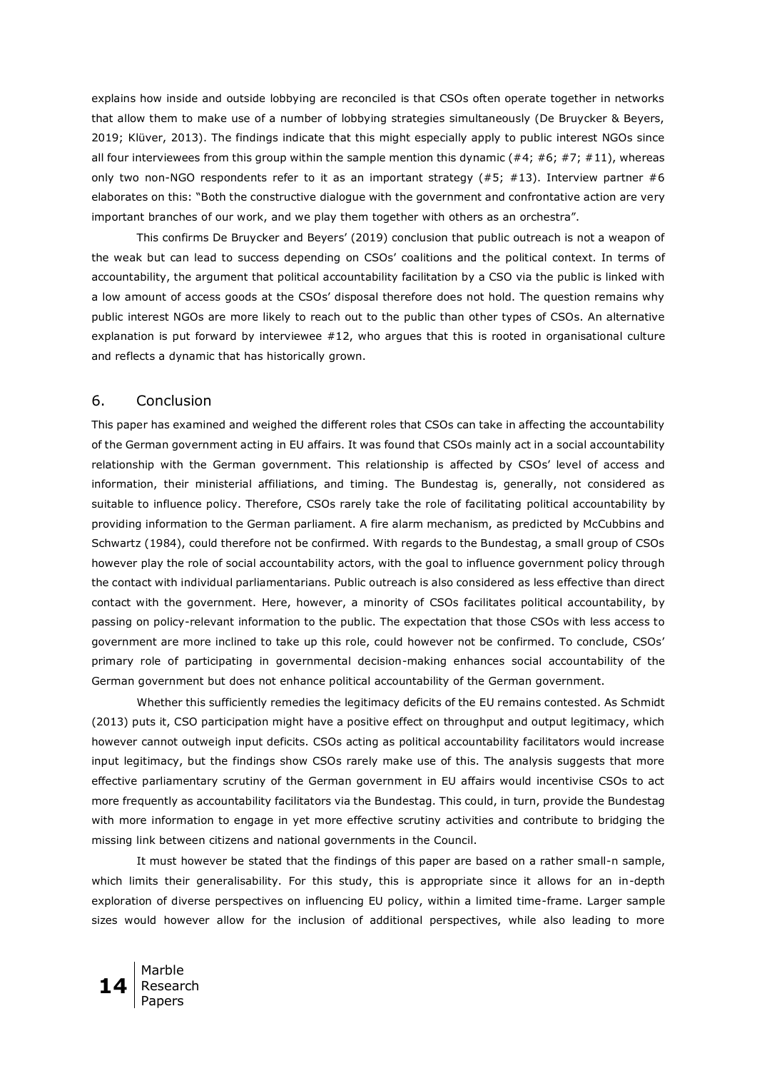explains how inside and outside lobbying are reconciled is that CSOs often operate together in networks that allow them to make use of a number of lobbying strategies simultaneously (De Bruycker & Beyers, 2019; Klüver, 2013). The findings indicate that this might especially apply to public interest NGOs since all four interviewees from this group within the sample mention this dynamic (#4; #6; #7; #11), whereas only two non-NGO respondents refer to it as an important strategy (#5; #13). Interview partner #6 elaborates on this: "Both the constructive dialogue with the government and confrontative action are very important branches of our work, and we play them together with others as an orchestra".

This confirms De Bruycker and Beyers' (2019) conclusion that public outreach is not a weapon of the weak but can lead to success depending on CSOs' coalitions and the political context. In terms of accountability, the argument that political accountability facilitation by a CSO via the public is linked with a low amount of access goods at the CSOs' disposal therefore does not hold. The question remains why public interest NGOs are more likely to reach out to the public than other types of CSOs. An alternative explanation is put forward by interviewee #12, who argues that this is rooted in organisational culture and reflects a dynamic that has historically grown.

## 6. Conclusion

This paper has examined and weighed the different roles that CSOs can take in affecting the accountability of the German government acting in EU affairs. It was found that CSOs mainly act in a social accountability relationship with the German government. This relationship is affected by CSOs' level of access and information, their ministerial affiliations, and timing. The Bundestag is, generally, not considered as suitable to influence policy. Therefore, CSOs rarely take the role of facilitating political accountability by providing information to the German parliament. A fire alarm mechanism, as predicted by McCubbins and Schwartz (1984), could therefore not be confirmed. With regards to the Bundestag, a small group of CSOs however play the role of social accountability actors, with the goal to influence government policy through the contact with individual parliamentarians. Public outreach is also considered as less effective than direct contact with the government. Here, however, a minority of CSOs facilitates political accountability, by passing on policy-relevant information to the public. The expectation that those CSOs with less access to government are more inclined to take up this role, could however not be confirmed. To conclude, CSOs' primary role of participating in governmental decision-making enhances social accountability of the German government but does not enhance political accountability of the German government.

Whether this sufficiently remedies the legitimacy deficits of the EU remains contested. As Schmidt (2013) puts it, CSO participation might have a positive effect on throughput and output legitimacy, which however cannot outweigh input deficits. CSOs acting as political accountability facilitators would increase input legitimacy, but the findings show CSOs rarely make use of this. The analysis suggests that more effective parliamentary scrutiny of the German government in EU affairs would incentivise CSOs to act more frequently as accountability facilitators via the Bundestag. This could, in turn, provide the Bundestag with more information to engage in yet more effective scrutiny activities and contribute to bridging the missing link between citizens and national governments in the Council.

It must however be stated that the findings of this paper are based on a rather small-n sample, which limits their generalisability. For this study, this is appropriate since it allows for an in-depth exploration of diverse perspectives on influencing EU policy, within a limited time-frame. Larger sample sizes would however allow for the inclusion of additional perspectives, while also leading to more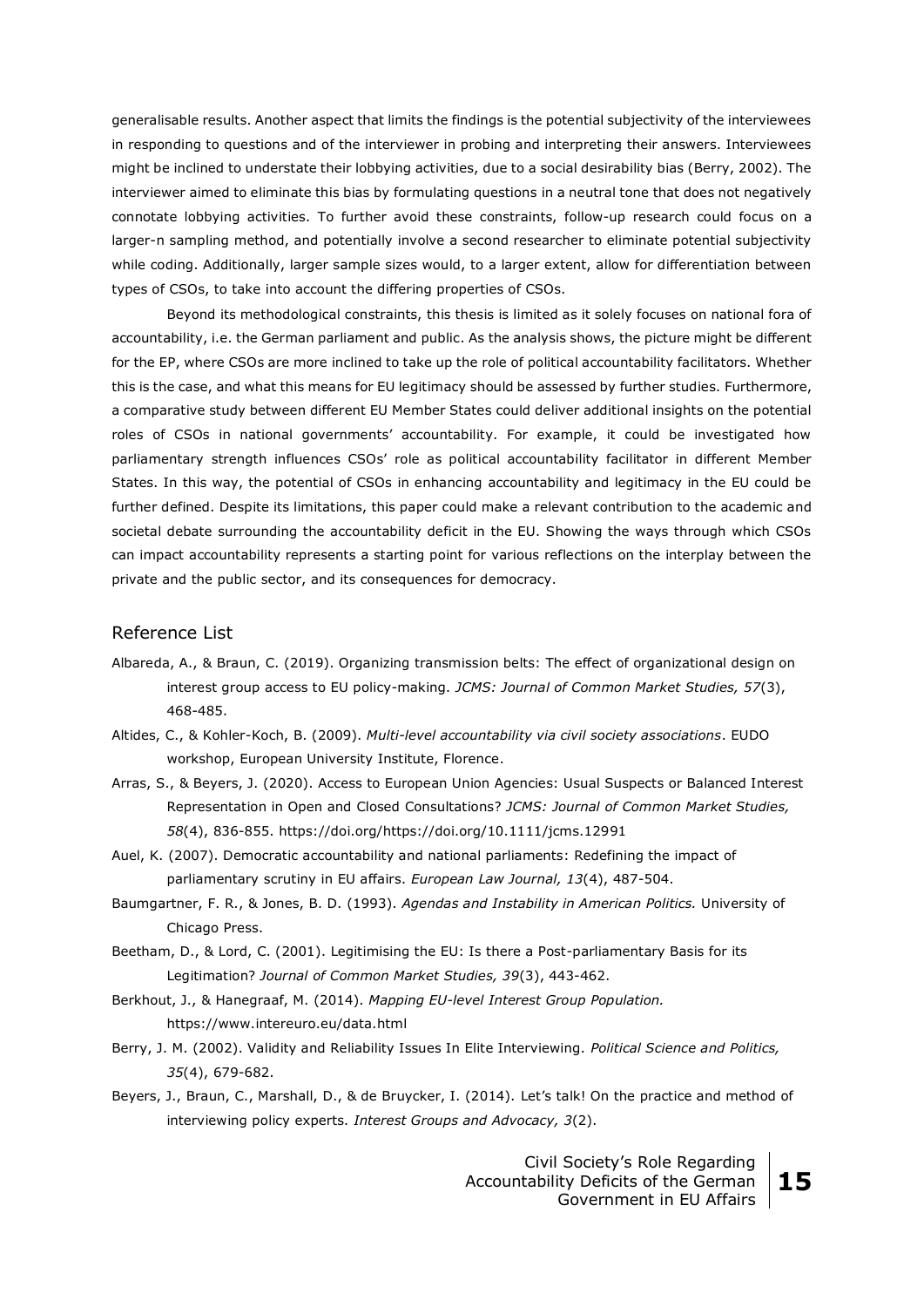generalisable results. Another aspect that limits the findings is the potential subjectivity of the interviewees in responding to questions and of the interviewer in probing and interpreting their answers. Interviewees might be inclined to understate their lobbying activities, due to a social desirability bias (Berry, 2002). The interviewer aimed to eliminate this bias by formulating questions in a neutral tone that does not negatively connotate lobbying activities. To further avoid these constraints, follow-up research could focus on a larger-n sampling method, and potentially involve a second researcher to eliminate potential subjectivity while coding. Additionally, larger sample sizes would, to a larger extent, allow for differentiation between types of CSOs, to take into account the differing properties of CSOs.

Beyond its methodological constraints, this thesis is limited as it solely focuses on national fora of accountability, i.e. the German parliament and public. As the analysis shows, the picture might be different for the EP, where CSOs are more inclined to take up the role of political accountability facilitators. Whether this is the case, and what this means for EU legitimacy should be assessed by further studies. Furthermore, a comparative study between different EU Member States could deliver additional insights on the potential roles of CSOs in national governments' accountability. For example, it could be investigated how parliamentary strength influences CSOs' role as political accountability facilitator in different Member States. In this way, the potential of CSOs in enhancing accountability and legitimacy in the EU could be further defined. Despite its limitations, this paper could make a relevant contribution to the academic and societal debate surrounding the accountability deficit in the EU. Showing the ways through which CSOs can impact accountability represents a starting point for various reflections on the interplay between the private and the public sector, and its consequences for democracy.

## Reference List

Albareda, A., & Braun, C. (2019). Organizing transmission belts: The effect of organizational design on interest group access to EU policy-making. *JCMS: Journal of Common Market Studies, 57*(3), 468-485.

Altides, C., & Kohler-Koch, B. (2009). *Multi-level accountability via civil society associations*. EUDO workshop, European University Institute, Florence.

Arras, S., & Beyers, J. (2020). Access to European Union Agencies: Usual Suspects or Balanced Interest Representation in Open and Closed Consultations? *JCMS: Journal of Common Market Studies, 58*(4), 836-855. https://doi.org/https://doi.org/10.1111/jcms.12991

Auel, K. (2007). Democratic accountability and national parliaments: Redefining the impact of parliamentary scrutiny in EU affairs. *European Law Journal, 13*(4), 487-504.

Baumgartner, F. R., & Jones, B. D. (1993). *Agendas and Instability in American Politics.* University of Chicago Press.

Beetham, D., & Lord, C. (2001). Legitimising the EU: Is there a Post-parliamentary Basis for its Legitimation? *Journal of Common Market Studies, 39*(3), 443-462.

Berkhout, J., & Hanegraaf, M. (2014). *Mapping EU-level Interest Group Population.* https://www.intereuro.eu/data.html

Berry, J. M. (2002). Validity and Reliability Issues In Elite Interviewing. *Political Science and Politics, 35*(4), 679-682.

Beyers, J., Braun, C., Marshall, D., & de Bruycker, I. (2014). Let's talk! On the practice and method of interviewing policy experts. *Interest Groups and Advocacy, 3*(2).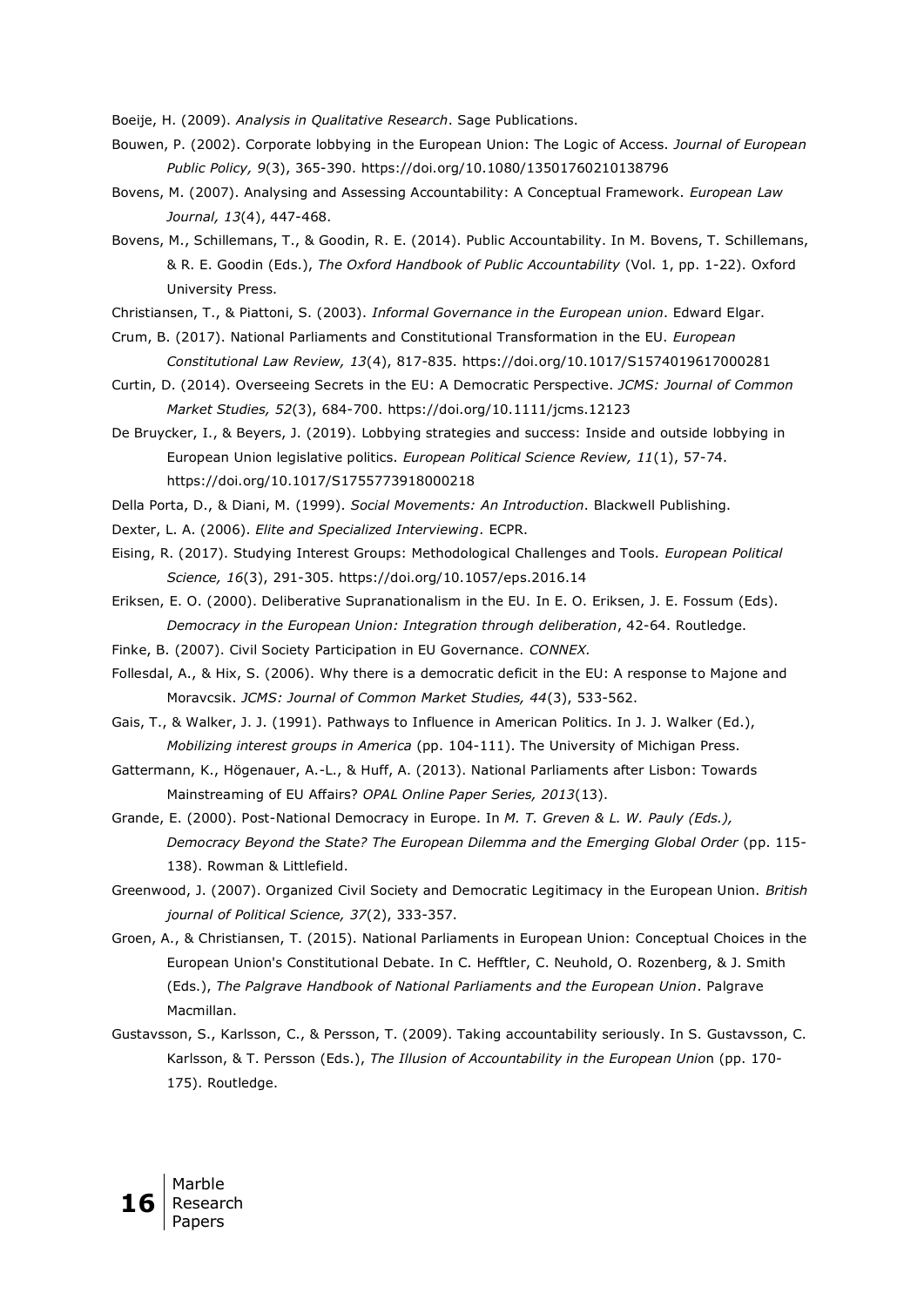Boeije, H. (2009). *Analysis in Qualitative Research*. Sage Publications.

Bouwen, P. (2002). Corporate lobbying in the European Union: The Logic of Access. *Journal of European Public Policy, 9*(3), 365-390. https://doi.org/10.1080/13501760210138796

Bovens, M. (2007). Analysing and Assessing Accountability: A Conceptual Framework. *European Law Journal, 13*(4), 447-468.

Bovens, M., Schillemans, T., & Goodin, R. E. (2014). Public Accountability. In M. Bovens, T. Schillemans, & R. E. Goodin (Eds.), *The Oxford Handbook of Public Accountability* (Vol. 1, pp. 1-22). Oxford University Press.

Christiansen, T., & Piattoni, S. (2003). *Informal Governance in the European union*. Edward Elgar.

Crum, B. (2017). National Parliaments and Constitutional Transformation in the EU. *European Constitutional Law Review, 13*(4), 817-835. https://doi.org/10.1017/S1574019617000281

Curtin, D. (2014). Overseeing Secrets in the EU: A Democratic Perspective. *JCMS: Journal of Common Market Studies, 52*(3), 684-700. https://doi.org/10.1111/jcms.12123

De Bruycker, I., & Beyers, J. (2019). Lobbying strategies and success: Inside and outside lobbying in European Union legislative politics. *European Political Science Review, 11*(1), 57-74. https://doi.org/10.1017/S1755773918000218

Della Porta, D., & Diani, M. (1999). *Social Movements: An Introduction*. Blackwell Publishing.

Dexter, L. A. (2006). *Elite and Specialized Interviewing*. ECPR.

Eising, R. (2017). Studying Interest Groups: Methodological Challenges and Tools. *European Political Science, 16*(3), 291-305. https://doi.org/10.1057/eps.2016.14

Eriksen, E. O. (2000). Deliberative Supranationalism in the EU. In E. O. Eriksen, J. E. Fossum (Eds). *Democracy in the European Union: Integration through deliberation*, 42-64. Routledge.

Finke, B. (2007). Civil Society Participation in EU Governance. *CONNEX.*

Follesdal, A., & Hix, S. (2006). Why there is a democratic deficit in the EU: A response to Majone and Moravcsik. *JCMS: Journal of Common Market Studies, 44*(3), 533-562.

Gais, T., & Walker, J. J. (1991). Pathways to Influence in American Politics. In J. J. Walker (Ed.), *Mobilizing interest groups in America* (pp. 104-111). The University of Michigan Press.

Gattermann, K., Högenauer, A.-L., & Huff, A. (2013). National Parliaments after Lisbon: Towards Mainstreaming of EU Affairs? *OPAL Online Paper Series, 2013*(13).

Grande, E. (2000). Post-National Democracy in Europe. In *M. T. Greven & L. W. Pauly (Eds.), Democracy Beyond the State? The European Dilemma and the Emerging Global Order* (pp. 115-138). Rowman & Littlefield.

Greenwood, J. (2007). Organized Civil Society and Democratic Legitimacy in the European Union. *British journal of Political Science, 37*(2), 333-357.

Groen, A., & Christiansen, T. (2015). National Parliaments in European Union: Conceptual Choices in the European Union's Constitutional Debate. In C. Hefftler, C. Neuhold, O. Rozenberg, & J. Smith (Eds.), *The Palgrave Handbook of National Parliaments and the European Union*. Palgrave Macmillan.

Gustavsson, S., Karlsson, C., & Persson, T. (2009). Taking accountability seriously. In S. Gustavsson, C. Karlsson, & T. Persson (Eds.), *The Illusion of Accountability in the European Union* (pp. 170-175). Routledge.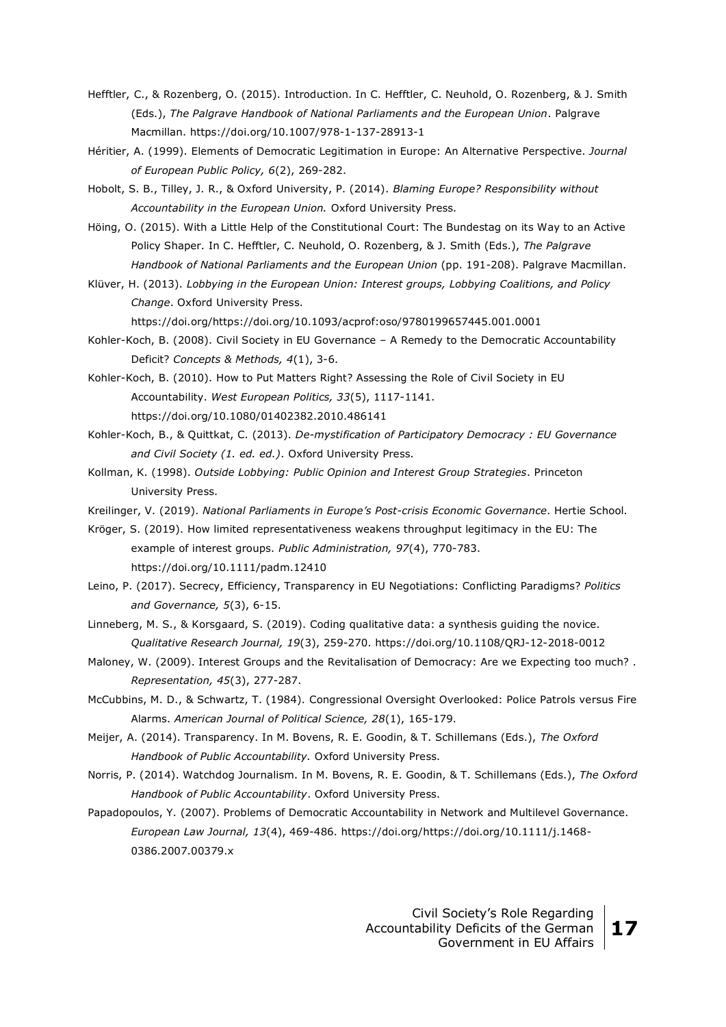Hefftler, C., & Rozenberg, O. (2015). Introduction. In C. Hefftler, C. Neuhold, O. Rozenberg, & J. Smith (Eds.), *The Palgrave Handbook of National Parliaments and the European Union*. Palgrave Macmillan. https://doi.org/10.1007/978-1-137-28913-1

Héritier, A. (1999). Elements of Democratic Legitimation in Europe: An Alternative Perspective. *Journal of European Public Policy, 6*(2), 269-282.

Hobolt, S. B., Tilley, J. R., & Oxford University, P. (2014). *Blaming Europe? Responsibility without Accountability in the European Union.* Oxford University Press.

Höing, O. (2015). With a Little Help of the Constitutional Court: The Bundestag on its Way to an Active Policy Shaper. In C. Hefftler, C. Neuhold, O. Rozenberg, & J. Smith (Eds.), *The Palgrave Handbook of National Parliaments and the European Union* (pp. 191-208). Palgrave Macmillan.

Klüver, H. (2013). *Lobbying in the European Union: Interest groups, Lobbying Coalitions, and Policy Change*. Oxford University Press. https://doi.org/https://doi.org/10.1093/acprof:oso/9780199657445.001.0001

Kohler-Koch, B. (2008). Civil Society in EU Governance – A Remedy to the Democratic Accountability Deficit? *Concepts & Methods, 4*(1), 3-6.

Kohler-Koch, B. (2010). How to Put Matters Right? Assessing the Role of Civil Society in EU Accountability. *West European Politics, 33*(5), 1117-1141. https://doi.org/10.1080/01402382.2010.486141

Kohler-Koch, B., & Quittkat, C. (2013). *De-mystification of Participatory Democracy : EU Governance and Civil Society (1. ed. ed.)*. Oxford University Press.

Kollman, K. (1998). *Outside Lobbying: Public Opinion and Interest Group Strategies*. Princeton University Press.

Kreilinger, V. (2019). *National Parliaments in Europe's Post-crisis Economic Governance*. Hertie School.

Kröger, S. (2019). How limited representativeness weakens throughput legitimacy in the EU: The example of interest groups. *Public Administration, 97*(4), 770-783. https://doi.org/10.1111/padm.12410

Leino, P. (2017). Secrecy, Efficiency, Transparency in EU Negotiations: Conflicting Paradigms? *Politics and Governance, 5*(3), 6-15.

Linneberg, M. S., & Korsgaard, S. (2019). Coding qualitative data: a synthesis guiding the novice. *Qualitative Research Journal, 19*(3), 259-270. https://doi.org/10.1108/QRJ-12-2018-0012

Maloney, W. (2009). Interest Groups and the Revitalisation of Democracy: Are we Expecting too much? . *Representation, 45*(3), 277-287.

McCubbins, M. D., & Schwartz, T. (1984). Congressional Oversight Overlooked: Police Patrols versus Fire Alarms. *American Journal of Political Science, 28*(1), 165-179.

Meijer, A. (2014). Transparency. In M. Bovens, R. E. Goodin, & T. Schillemans (Eds.), *The Oxford Handbook of Public Accountability.* Oxford University Press.

Norris, P. (2014). Watchdog Journalism. In M. Bovens, R. E. Goodin, & T. Schillemans (Eds.), *The Oxford Handbook of Public Accountability*. Oxford University Press.

Papadopoulos, Y. (2007). Problems of Democratic Accountability in Network and Multilevel Governance. *European Law Journal, 13*(4), 469-486. https://doi.org/https://doi.org/10.1111/j.1468-0386.2007.00379.x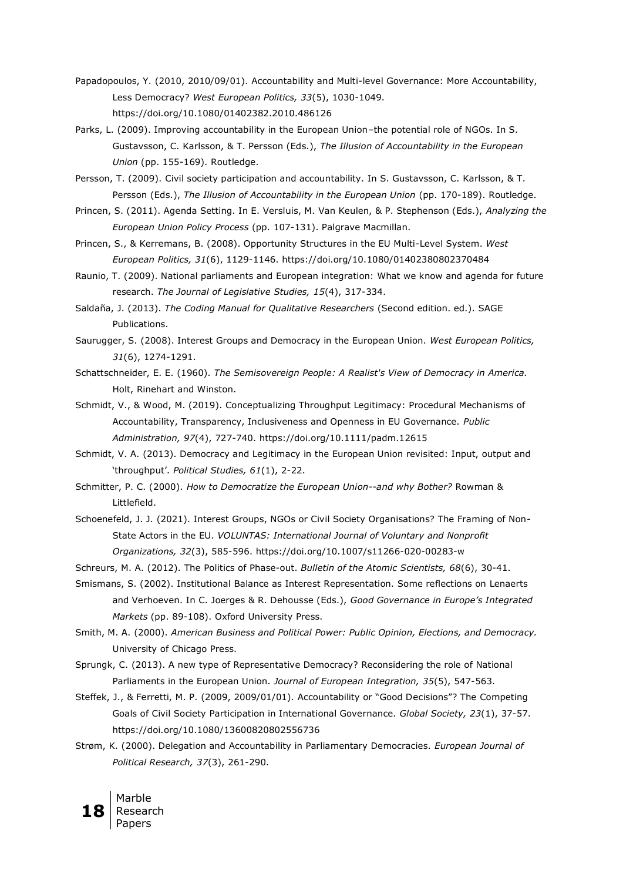Papadopoulos, Y. (2010, 2010/09/01). Accountability and Multi-level Governance: More Accountability, Less Democracy? *West European Politics, 33*(5), 1030-1049. https://doi.org/10.1080/01402382.2010.486126

Parks, L. (2009). Improving accountability in the European Union–the potential role of NGOs. In S. Gustavsson, C. Karlsson, & T. Persson (Eds.), *The Illusion of Accountability in the European Union* (pp. 155-169). Routledge.

Persson, T. (2009). Civil society participation and accountability. In S. Gustavsson, C. Karlsson, & T. Persson (Eds.), *The Illusion of Accountability in the European Union* (pp. 170-189). Routledge.

Princen, S. (2011). Agenda Setting. In E. Versluis, M. Van Keulen, & P. Stephenson (Eds.), *Analyzing the European Union Policy Process* (pp. 107-131). Palgrave Macmillan.

Princen, S., & Kerremans, B. (2008). Opportunity Structures in the EU Multi-Level System. *West European Politics, 31*(6), 1129-1146. https://doi.org/10.1080/01402380802370484

Raunio, T. (2009). National parliaments and European integration: What we know and agenda for future research. *The Journal of Legislative Studies, 15*(4), 317-334.

Saldaña, J. (2013). *The Coding Manual for Qualitative Researchers* (Second edition. ed.). SAGE Publications.

Saurugger, S. (2008). Interest Groups and Democracy in the European Union. *West European Politics, 31*(6), 1274-1291.

Schattschneider, E. E. (1960). *The Semisovereign People: A Realist's View of Democracy in America.* Holt, Rinehart and Winston.

Schmidt, V., & Wood, M. (2019). Conceptualizing Throughput Legitimacy: Procedural Mechanisms of Accountability, Transparency, Inclusiveness and Openness in EU Governance. *Public Administration, 97*(4), 727-740. https://doi.org/10.1111/padm.12615

Schmidt, V. A. (2013). Democracy and Legitimacy in the European Union revisited: Input, output and 'throughput'. *Political Studies, 61*(1), 2-22.

Schmitter, P. C. (2000). *How to Democratize the European Union--and why Bother?* Rowman & Littlefield.

Schoenefeld, J. J. (2021). Interest Groups, NGOs or Civil Society Organisations? The Framing of Non-State Actors in the EU. *VOLUNTAS: International Journal of Voluntary and Nonprofit Organizations, 32*(3), 585-596. https://doi.org/10.1007/s11266-020-00283-w

Schreurs, M. A. (2012). The Politics of Phase-out. *Bulletin of the Atomic Scientists, 68*(6), 30-41.

Smismans, S. (2002). Institutional Balance as Interest Representation. Some reflections on Lenaerts and Verhoeven. In C. Joerges & R. Dehousse (Eds.), *Good Governance in Europe's Integrated Markets* (pp. 89-108). Oxford University Press.

Smith, M. A. (2000). *American Business and Political Power: Public Opinion, Elections, and Democracy.* University of Chicago Press.

Sprungk, C. (2013). A new type of Representative Democracy? Reconsidering the role of National Parliaments in the European Union. *Journal of European Integration, 35*(5), 547-563.

Steffek, J., & Ferretti, M. P. (2009, 2009/01/01). Accountability or "Good Decisions"? The Competing Goals of Civil Society Participation in International Governance. *Global Society, 23*(1), 37-57. https://doi.org/10.1080/13600820802556736

Strøm, K. (2000). Delegation and Accountability in Parliamentary Democracies. *European Journal of Political Research, 37*(3), 261-290.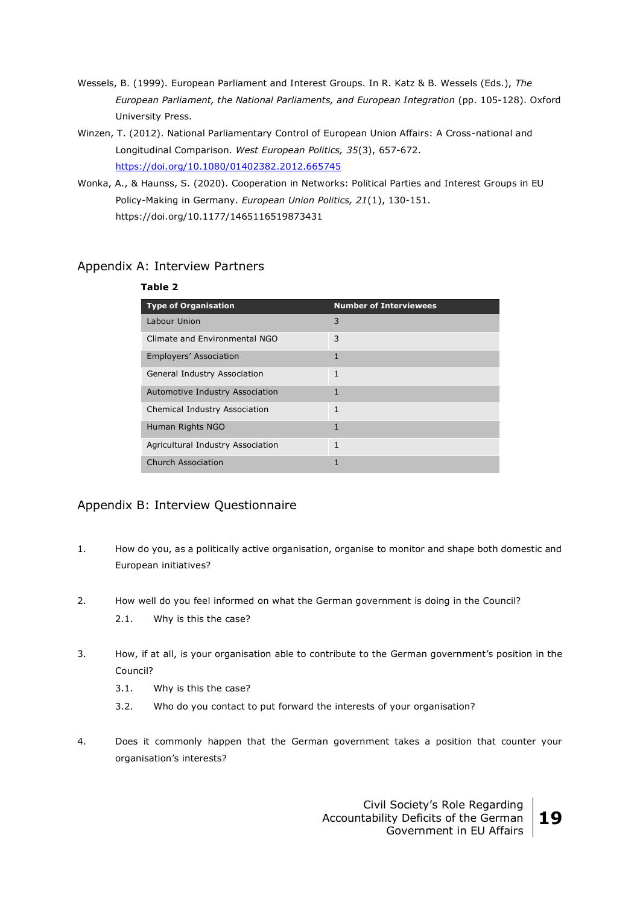Wessels, B. (1999). European Parliament and Interest Groups. In R. Katz & B. Wessels (Eds.), *The European Parliament, the National Parliaments, and European Integration* (pp. 105-128). Oxford University Press.

Winzen, T. (2012). National Parliamentary Control of European Union Affairs: A Cross-national and Longitudinal Comparison. *West European Politics, 35*(3), 657-672. https://doi.org/10.1080/01402382.2012.665745

Wonka, A., & Haunss, S. (2020). Cooperation in Networks: Political Parties and Interest Groups in EU Policy-Making in Germany. *European Union Politics, 21*(1), 130-151. https://doi.org/10.1177/1465116519873431

## Appendix A: Interview Partners

**Table 2**

| Type of Organisation | Number of Interviewees |
| --- | --- |
| Labour Union | 3 |
| Climate and Environmental NGO | 3 |
| Employers' Association | 1 |
| General Industry Association | 1 |
| Automotive Industry Association | 1 |
| Chemical Industry Association | 1 |
| Human Rights NGO | 1 |
| Agricultural Industry Association | 1 |
| Church Association | 1 |

## Appendix B: Interview Questionnaire

1. How do you, as a politically active organisation, organise to monitor and shape both domestic and European initiatives?

2. How well do you feel informed on what the German government is doing in the Council?
   - 2.1. Why is this the case?

3. How, if at all, is your organisation able to contribute to the German government's position in the Council?
   - 3.1. Why is this the case?
   - 3.2. Who do you contact to put forward the interests of your organisation?

4. Does it commonly happen that the German government takes a position that counter your organisation's interests?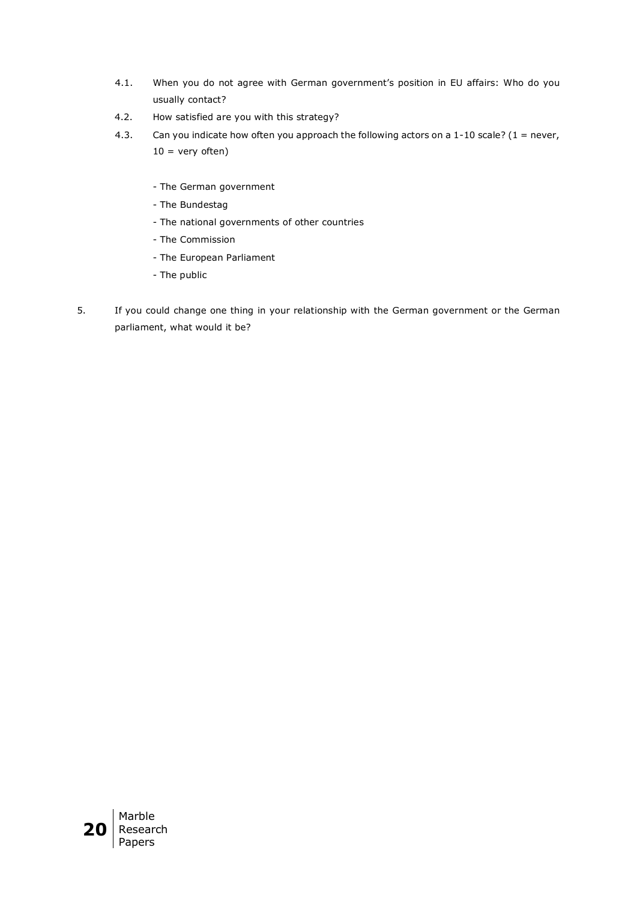4.1. When you do not agree with German government's position in EU affairs: Who do you usually contact?

4.2. How satisfied are you with this strategy?

4.3. Can you indicate how often you approach the following actors on a 1-10 scale? (1 = never, 10 = very often)

- The German government
- The Bundestag
- The national governments of other countries
- The Commission
- The European Parliament
- The public

5. If you could change one thing in your relationship with the German government or the German parliament, what would it be?